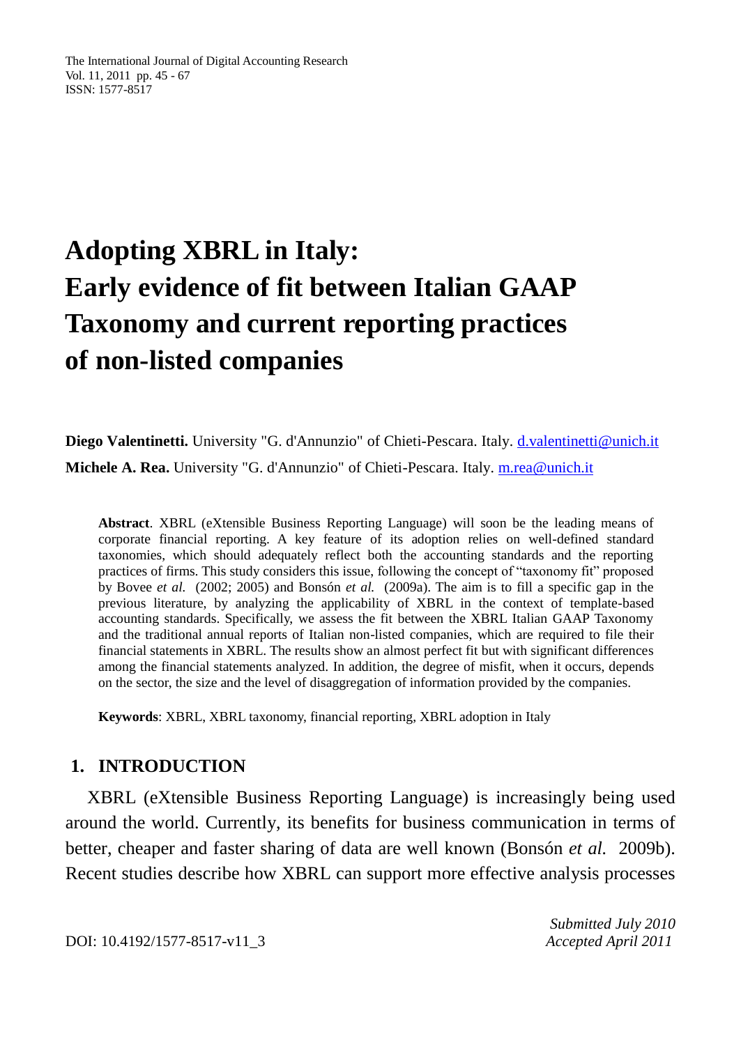# Adopting XBRL in Italy: Early evidence of fit between Italian GAAP Taxonomy and current reporting practices of non-listed companies

**Diego Valentinetti.** University "G. d'Annunzio" of Chieti-Pescara. Italy. d.valentinetti@unich.it

**Michele A. Rea.** University "G. d'Annunzio" of Chieti-Pescara. Italy. m.rea@unich.it

**Abstract**. XBRL (eXtensible Business Reporting Language) will soon be the leading means of corporate financial reporting. A key feature of its adoption relies on well-defined standard taxonomies, which should adequately reflect both the accounting standards and the reporting practices of firms. This study considers this issue, following the concept of "taxonomy fit" proposed by Bovee *et al.* (2002; 2005) and Bonsón *et al.* (2009a). The aim is to fill a specific gap in the previous literature, by analyzing the applicability of XBRL in the context of template-based accounting standards. Specifically, we assess the fit between the XBRL Italian GAAP Taxonomy and the traditional annual reports of Italian non-listed companies, which are required to file their financial statements in XBRL. The results show an almost perfect fit but with significant differences among the financial statements analyzed. In addition, the degree of misfit, when it occurs, depends on the sector, the size and the level of disaggregation of information provided by the companies.

**Keywords**: XBRL, XBRL taxonomy, financial reporting, XBRL adoption in Italy

## 1. INTRODUCTION

XBRL (eXtensible Business Reporting Language) is increasingly being used around the world. Currently, its benefits for business communication in terms of better, cheaper and faster sharing of data are well known (Bonsón *et al.* 2009b). Recent studies describe how XBRL can support more effective analysis processes

*Submitted July 2010*

*Accepted April 2011*

DOI: 10.4192/1577-8517-v11_3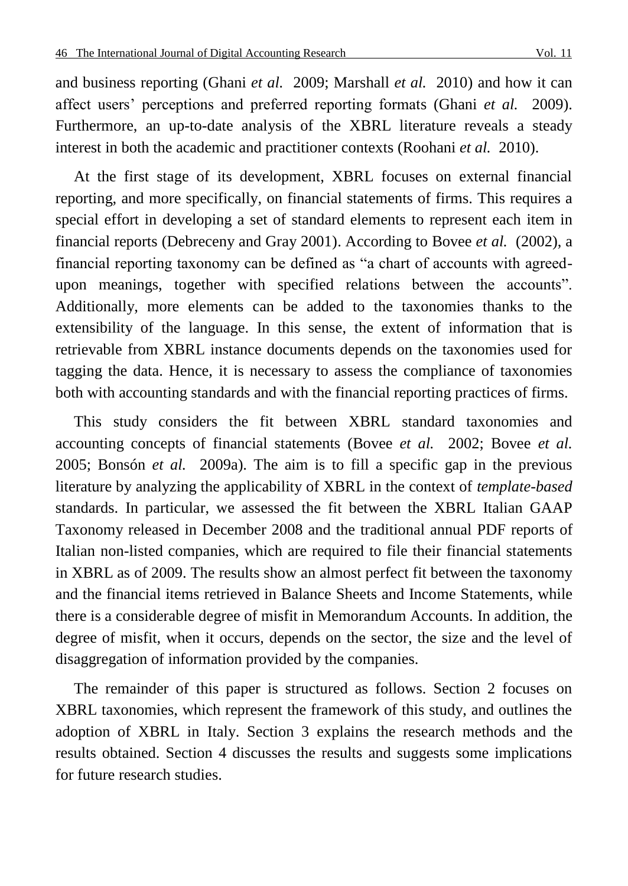and business reporting (Ghani *et al.* 2009; Marshall *et al.* 2010) and how it can affect users' perceptions and preferred reporting formats (Ghani *et al.* 2009). Furthermore, an up-to-date analysis of the XBRL literature reveals a steady interest in both the academic and practitioner contexts (Roohani *et al.* 2010).

At the first stage of its development, XBRL focuses on external financial reporting, and more specifically, on financial statements of firms. This requires a special effort in developing a set of standard elements to represent each item in financial reports (Debreceny and Gray 2001). According to Bovee *et al.* (2002), a financial reporting taxonomy can be defined as "a chart of accounts with agreed-upon meanings, together with specified relations between the accounts". Additionally, more elements can be added to the taxonomies thanks to the extensibility of the language. In this sense, the extent of information that is retrievable from XBRL instance documents depends on the taxonomies used for tagging the data. Hence, it is necessary to assess the compliance of taxonomies both with accounting standards and with the financial reporting practices of firms.

This study considers the fit between XBRL standard taxonomies and accounting concepts of financial statements (Bovee *et al.* 2002; Bovee *et al.* 2005; Bonsón *et al.* 2009a). The aim is to fill a specific gap in the previous literature by analyzing the applicability of XBRL in the context of *template-based* standards. In particular, we assessed the fit between the XBRL Italian GAAP Taxonomy released in December 2008 and the traditional annual PDF reports of Italian non-listed companies, which are required to file their financial statements in XBRL as of 2009. The results show an almost perfect fit between the taxonomy and the financial items retrieved in Balance Sheets and Income Statements, while there is a considerable degree of misfit in Memorandum Accounts. In addition, the degree of misfit, when it occurs, depends on the sector, the size and the level of disaggregation of information provided by the companies.

The remainder of this paper is structured as follows. Section 2 focuses on XBRL taxonomies, which represent the framework of this study, and outlines the adoption of XBRL in Italy. Section 3 explains the research methods and the results obtained. Section 4 discusses the results and suggests some implications for future research studies.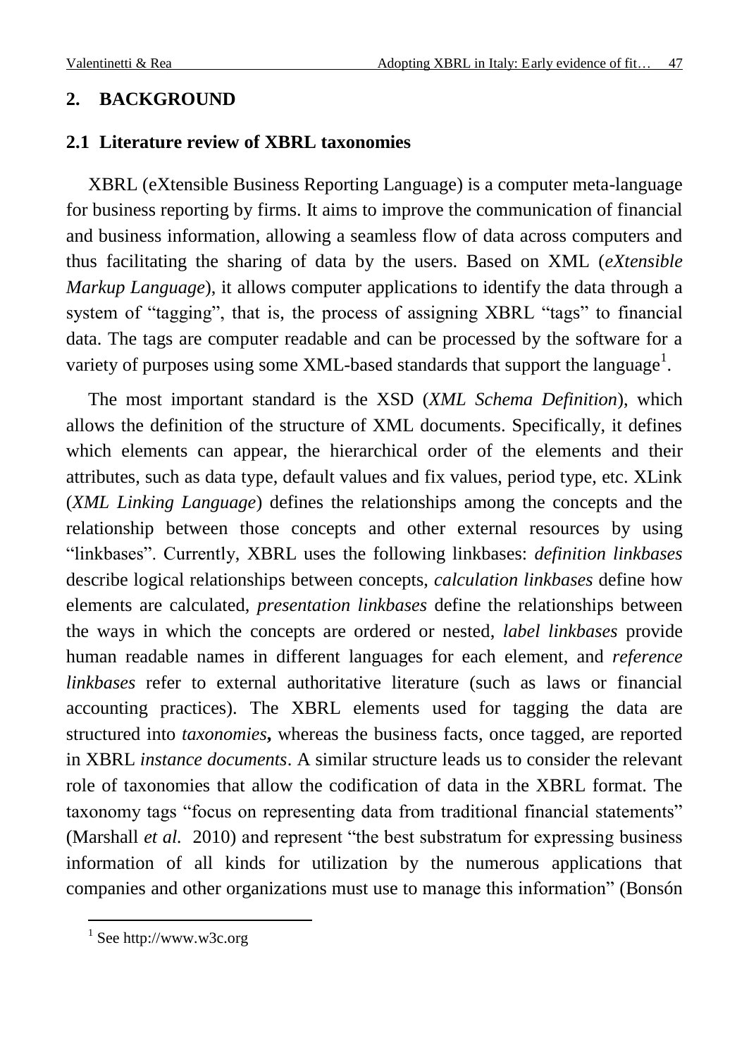## 2. BACKGROUND

### 2.1 Literature review of XBRL taxonomies

XBRL (eXtensible Business Reporting Language) is a computer meta-language for business reporting by firms. It aims to improve the communication of financial and business information, allowing a seamless flow of data across computers and thus facilitating the sharing of data by the users. Based on XML (*eXtensible Markup Language*), it allows computer applications to identify the data through a system of "tagging", that is, the process of assigning XBRL "tags" to financial data. The tags are computer readable and can be processed by the software for a variety of purposes using some XML-based standards that support the language[1].

The most important standard is the XSD (*XML Schema Definition*), which allows the definition of the structure of XML documents. Specifically, it defines which elements can appear, the hierarchical order of the elements and their attributes, such as data type, default values and fix values, period type, etc. XLink (*XML Linking Language*) defines the relationships among the concepts and the relationship between those concepts and other external resources by using "linkbases". Currently, XBRL uses the following linkbases: *definition linkbases* describe logical relationships between concepts, *calculation linkbases* define how elements are calculated, *presentation linkbases* define the relationships between the ways in which the concepts are ordered or nested, *label linkbases* provide human readable names in different languages for each element, and *reference linkbases* refer to external authoritative literature (such as laws or financial accounting practices). The XBRL elements used for tagging the data are structured into *taxonomies***,** whereas the business facts, once tagged, are reported in XBRL *instance documents*. A similar structure leads us to consider the relevant role of taxonomies that allow the codification of data in the XBRL format. The taxonomy tags "focus on representing data from traditional financial statements" (Marshall *et al.* 2010) and represent "the best substratum for expressing business information of all kinds for utilization by the numerous applications that companies and other organizations must use to manage this information" (Bonsón

[1] See http://www.w3c.org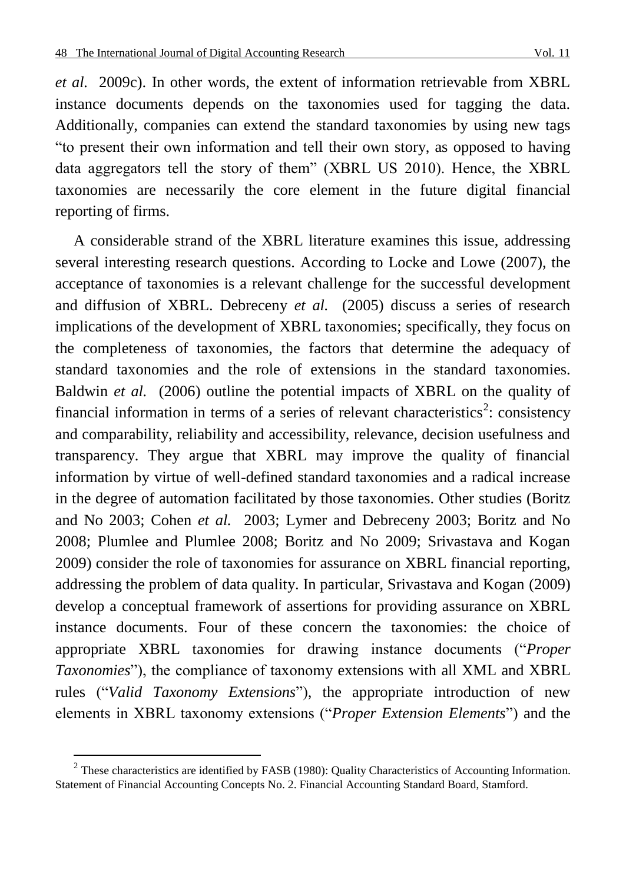*et al.* 2009c). In other words, the extent of information retrievable from XBRL instance documents depends on the taxonomies used for tagging the data. Additionally, companies can extend the standard taxonomies by using new tags "to present their own information and tell their own story, as opposed to having data aggregators tell the story of them" (XBRL US 2010). Hence, the XBRL taxonomies are necessarily the core element in the future digital financial reporting of firms.

A considerable strand of the XBRL literature examines this issue, addressing several interesting research questions. According to Locke and Lowe (2007), the acceptance of taxonomies is a relevant challenge for the successful development and diffusion of XBRL. Debreceny *et al.* (2005) discuss a series of research implications of the development of XBRL taxonomies; specifically, they focus on the completeness of taxonomies, the factors that determine the adequacy of standard taxonomies and the role of extensions in the standard taxonomies. Baldwin *et al.* (2006) outline the potential impacts of XBRL on the quality of financial information in terms of a series of relevant characteristics[2]: consistency and comparability, reliability and accessibility, relevance, decision usefulness and transparency. They argue that XBRL may improve the quality of financial information by virtue of well-defined standard taxonomies and a radical increase in the degree of automation facilitated by those taxonomies. Other studies (Boritz and No 2003; Cohen *et al.* 2003; Lymer and Debreceny 2003; Boritz and No 2008; Plumlee and Plumlee 2008; Boritz and No 2009; Srivastava and Kogan 2009) consider the role of taxonomies for assurance on XBRL financial reporting, addressing the problem of data quality. In particular, Srivastava and Kogan (2009) develop a conceptual framework of assertions for providing assurance on XBRL instance documents. Four of these concern the taxonomies: the choice of appropriate XBRL taxonomies for drawing instance documents ("*Proper Taxonomies*"), the compliance of taxonomy extensions with all XML and XBRL rules ("*Valid Taxonomy Extensions*"), the appropriate introduction of new elements in XBRL taxonomy extensions ("*Proper Extension Elements*") and the

[2] These characteristics are identified by FASB (1980): Quality Characteristics of Accounting Information. Statement of Financial Accounting Concepts No. 2. Financial Accounting Standard Board, Stamford.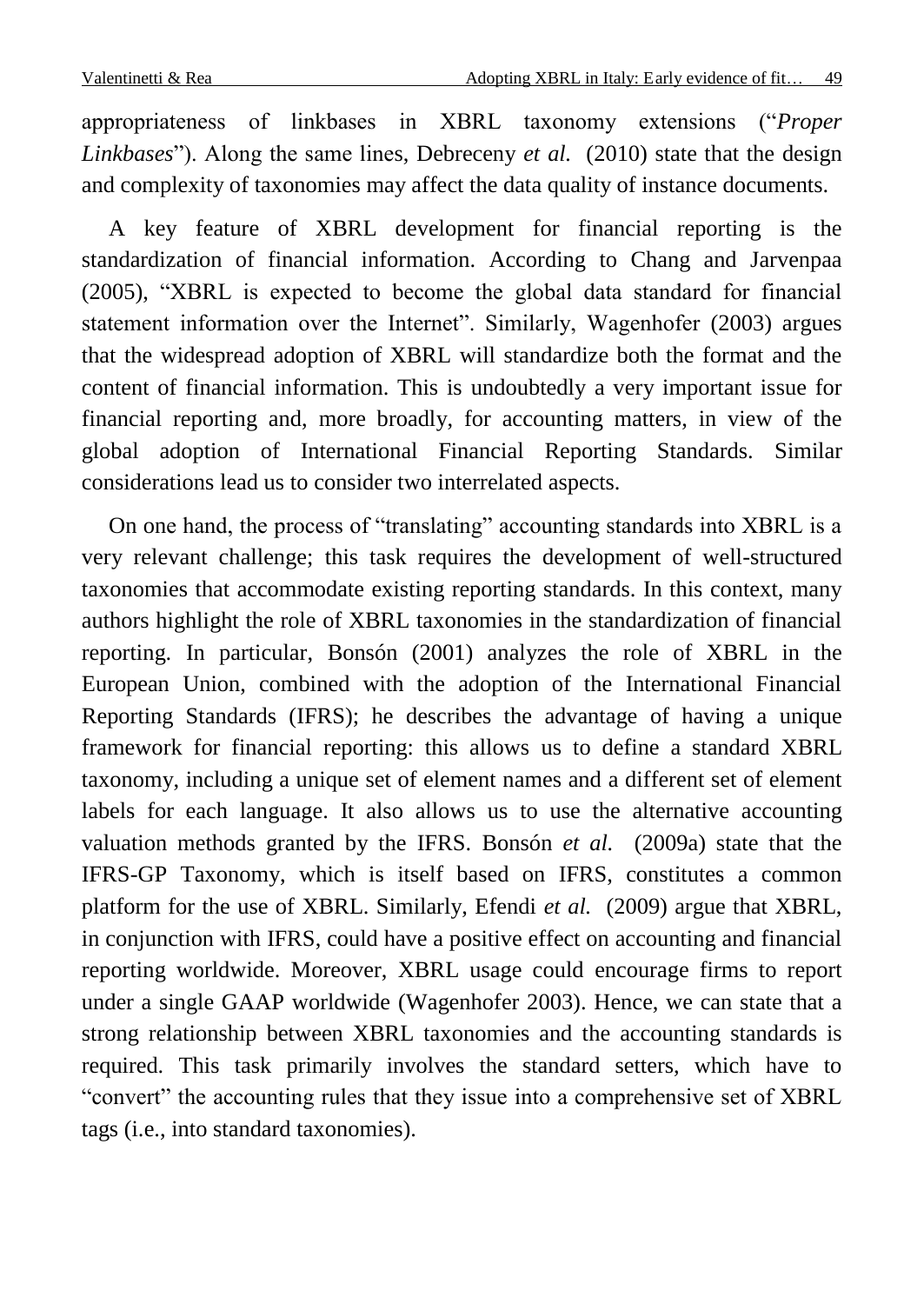appropriateness of linkbases in XBRL taxonomy extensions ("*Proper Linkbases*"). Along the same lines, Debreceny *et al.* (2010) state that the design and complexity of taxonomies may affect the data quality of instance documents.

A key feature of XBRL development for financial reporting is the standardization of financial information. According to Chang and Jarvenpaa (2005), "XBRL is expected to become the global data standard for financial statement information over the Internet". Similarly, Wagenhofer (2003) argues that the widespread adoption of XBRL will standardize both the format and the content of financial information. This is undoubtedly a very important issue for financial reporting and, more broadly, for accounting matters, in view of the global adoption of International Financial Reporting Standards. Similar considerations lead us to consider two interrelated aspects.

On one hand, the process of "translating" accounting standards into XBRL is a very relevant challenge; this task requires the development of well-structured taxonomies that accommodate existing reporting standards. In this context, many authors highlight the role of XBRL taxonomies in the standardization of financial reporting. In particular, Bonsón (2001) analyzes the role of XBRL in the European Union, combined with the adoption of the International Financial Reporting Standards (IFRS); he describes the advantage of having a unique framework for financial reporting: this allows us to define a standard XBRL taxonomy, including a unique set of element names and a different set of element labels for each language. It also allows us to use the alternative accounting valuation methods granted by the IFRS. Bonsón *et al.* (2009a) state that the IFRS-GP Taxonomy, which is itself based on IFRS, constitutes a common platform for the use of XBRL. Similarly, Efendi *et al.* (2009) argue that XBRL, in conjunction with IFRS, could have a positive effect on accounting and financial reporting worldwide. Moreover, XBRL usage could encourage firms to report under a single GAAP worldwide (Wagenhofer 2003). Hence, we can state that a strong relationship between XBRL taxonomies and the accounting standards is required. This task primarily involves the standard setters, which have to "convert" the accounting rules that they issue into a comprehensive set of XBRL tags (i.e., into standard taxonomies).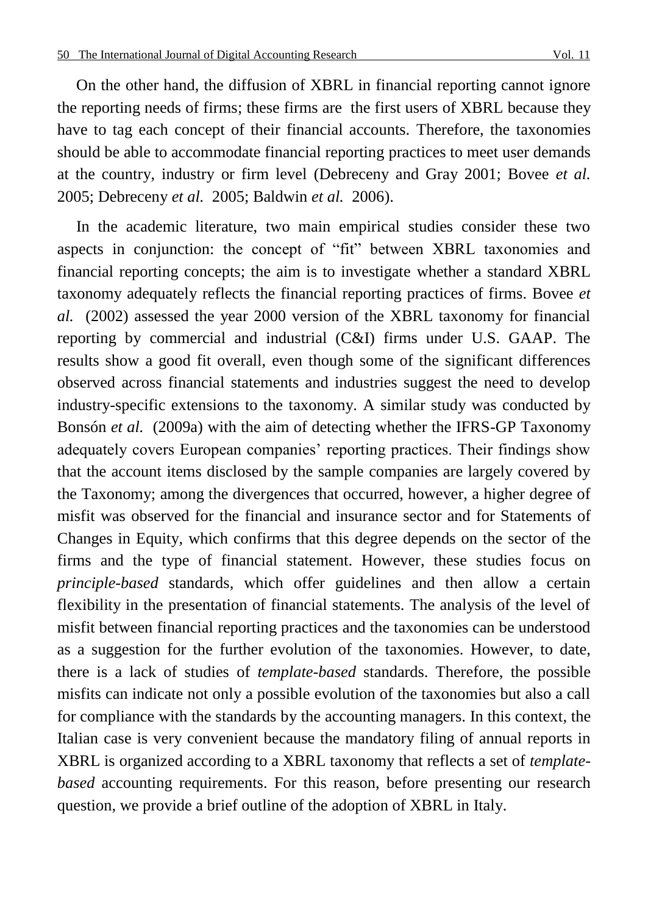On the other hand, the diffusion of XBRL in financial reporting cannot ignore the reporting needs of firms; these firms are the first users of XBRL because they have to tag each concept of their financial accounts. Therefore, the taxonomies should be able to accommodate financial reporting practices to meet user demands at the country, industry or firm level (Debreceny and Gray 2001; Bovee *et al.* 2005; Debreceny *et al.* 2005; Baldwin *et al.* 2006).

In the academic literature, two main empirical studies consider these two aspects in conjunction: the concept of "fit" between XBRL taxonomies and financial reporting concepts; the aim is to investigate whether a standard XBRL taxonomy adequately reflects the financial reporting practices of firms. Bovee *et al.* (2002) assessed the year 2000 version of the XBRL taxonomy for financial reporting by commercial and industrial (C&I) firms under U.S. GAAP. The results show a good fit overall, even though some of the significant differences observed across financial statements and industries suggest the need to develop industry-specific extensions to the taxonomy. A similar study was conducted by Bonsón *et al.* (2009a) with the aim of detecting whether the IFRS-GP Taxonomy adequately covers European companies' reporting practices. Their findings show that the account items disclosed by the sample companies are largely covered by the Taxonomy; among the divergences that occurred, however, a higher degree of misfit was observed for the financial and insurance sector and for Statements of Changes in Equity, which confirms that this degree depends on the sector of the firms and the type of financial statement. However, these studies focus on *principle-based* standards, which offer guidelines and then allow a certain flexibility in the presentation of financial statements. The analysis of the level of misfit between financial reporting practices and the taxonomies can be understood as a suggestion for the further evolution of the taxonomies. However, to date, there is a lack of studies of *template-based* standards. Therefore, the possible misfits can indicate not only a possible evolution of the taxonomies but also a call for compliance with the standards by the accounting managers. In this context, the Italian case is very convenient because the mandatory filing of annual reports in XBRL is organized according to a XBRL taxonomy that reflects a set of *template-based* accounting requirements. For this reason, before presenting our research question, we provide a brief outline of the adoption of XBRL in Italy.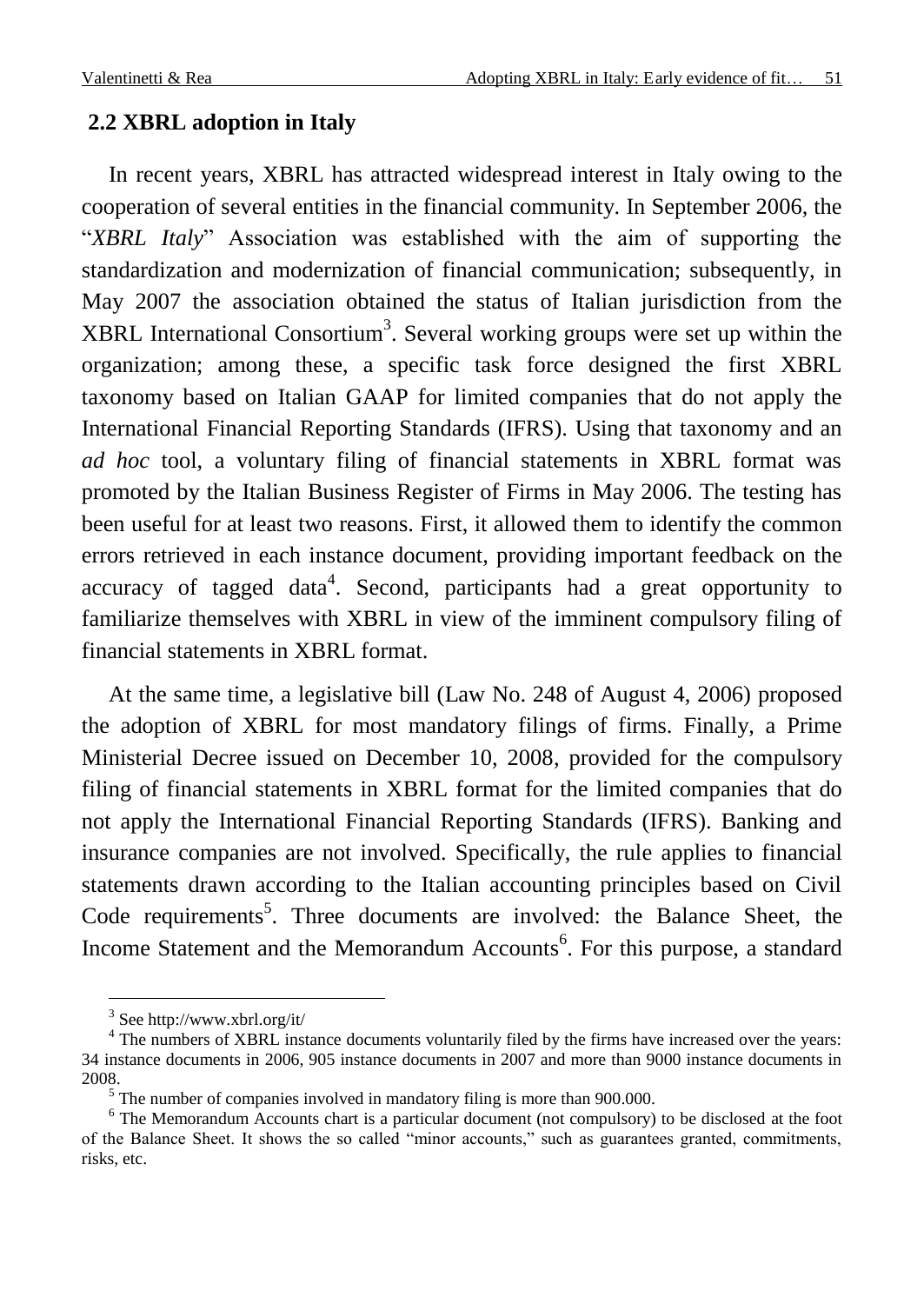## 2.2 XBRL adoption in Italy

In recent years, XBRL has attracted widespread interest in Italy owing to the cooperation of several entities in the financial community. In September 2006, the "*XBRL Italy*" Association was established with the aim of supporting the standardization and modernization of financial communication; subsequently, in May 2007 the association obtained the status of Italian jurisdiction from the XBRL International Consortium[3]. Several working groups were set up within the organization; among these, a specific task force designed the first XBRL taxonomy based on Italian GAAP for limited companies that do not apply the International Financial Reporting Standards (IFRS). Using that taxonomy and an *ad hoc* tool, a voluntary filing of financial statements in XBRL format was promoted by the Italian Business Register of Firms in May 2006. The testing has been useful for at least two reasons. First, it allowed them to identify the common errors retrieved in each instance document, providing important feedback on the accuracy of tagged data[4]. Second, participants had a great opportunity to familiarize themselves with XBRL in view of the imminent compulsory filing of financial statements in XBRL format.

At the same time, a legislative bill (Law No. 248 of August 4, 2006) proposed the adoption of XBRL for most mandatory filings of firms. Finally, a Prime Ministerial Decree issued on December 10, 2008, provided for the compulsory filing of financial statements in XBRL format for the limited companies that do not apply the International Financial Reporting Standards (IFRS). Banking and insurance companies are not involved. Specifically, the rule applies to financial statements drawn according to the Italian accounting principles based on Civil Code requirements[5]. Three documents are involved: the Balance Sheet, the Income Statement and the Memorandum Accounts[6]. For this purpose, a standard

---

[3] See http://www.xbrl.org/it/

[4] The numbers of XBRL instance documents voluntarily filed by the firms have increased over the years: 34 instance documents in 2006, 905 instance documents in 2007 and more than 9000 instance documents in 2008.

[5] The number of companies involved in mandatory filing is more than 900.000.

[6] The Memorandum Accounts chart is a particular document (not compulsory) to be disclosed at the foot of the Balance Sheet. It shows the so called "minor accounts," such as guarantees granted, commitments, risks, etc.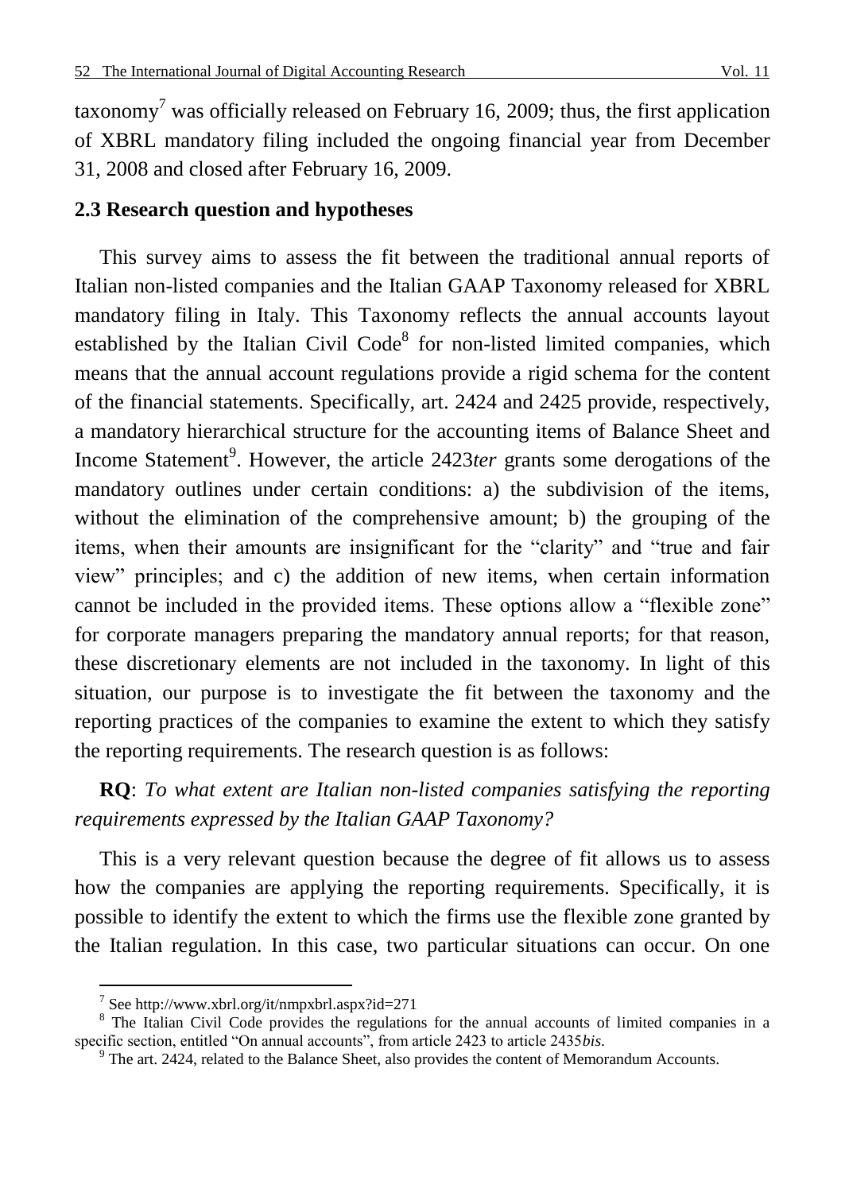taxonomy[7] was officially released on February 16, 2009; thus, the first application of XBRL mandatory filing included the ongoing financial year from December 31, 2008 and closed after February 16, 2009.

### 2.3 Research question and hypotheses

This survey aims to assess the fit between the traditional annual reports of Italian non-listed companies and the Italian GAAP Taxonomy released for XBRL mandatory filing in Italy. This Taxonomy reflects the annual accounts layout established by the Italian Civil Code[8] for non-listed limited companies, which means that the annual account regulations provide a rigid schema for the content of the financial statements. Specifically, art. 2424 and 2425 provide, respectively, a mandatory hierarchical structure for the accounting items of Balance Sheet and Income Statement[9]. However, the article 2423*ter* grants some derogations of the mandatory outlines under certain conditions: a) the subdivision of the items, without the elimination of the comprehensive amount; b) the grouping of the items, when their amounts are insignificant for the "clarity" and "true and fair view" principles; and c) the addition of new items, when certain information cannot be included in the provided items. These options allow a "flexible zone" for corporate managers preparing the mandatory annual reports; for that reason, these discretionary elements are not included in the taxonomy. In light of this situation, our purpose is to investigate the fit between the taxonomy and the reporting practices of the companies to examine the extent to which they satisfy the reporting requirements. The research question is as follows:

**RQ**: *To what extent are Italian non-listed companies satisfying the reporting requirements expressed by the Italian GAAP Taxonomy?*

This is a very relevant question because the degree of fit allows us to assess how the companies are applying the reporting requirements. Specifically, it is possible to identify the extent to which the firms use the flexible zone granted by the Italian regulation. In this case, two particular situations can occur. On one

---

[7] See http://www.xbrl.org/it/nmpxbrl.aspx?id=271

[8] The Italian Civil Code provides the regulations for the annual accounts of limited companies in a specific section, entitled "On annual accounts", from article 2423 to article 2435*bis*.

[9] The art. 2424, related to the Balance Sheet, also provides the content of Memorandum Accounts.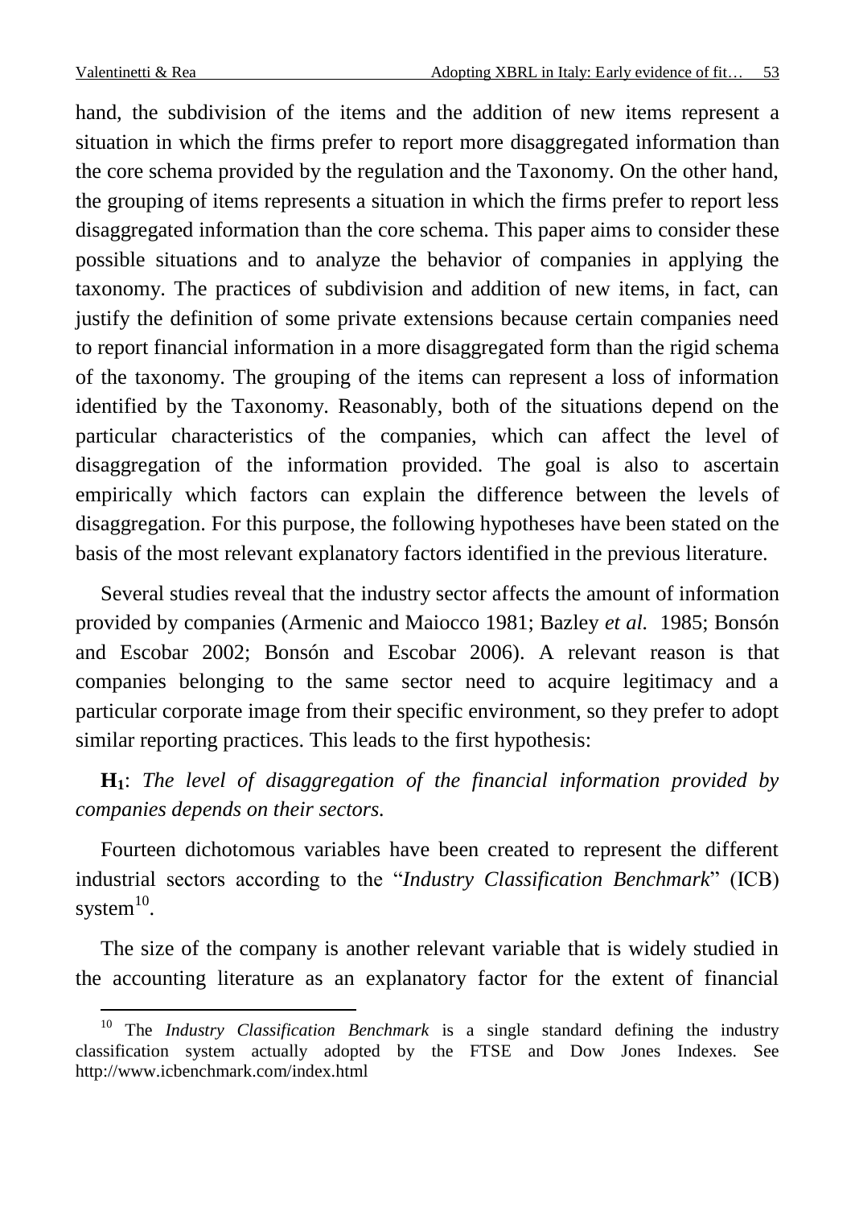hand, the subdivision of the items and the addition of new items represent a situation in which the firms prefer to report more disaggregated information than the core schema provided by the regulation and the Taxonomy. On the other hand, the grouping of items represents a situation in which the firms prefer to report less disaggregated information than the core schema. This paper aims to consider these possible situations and to analyze the behavior of companies in applying the taxonomy. The practices of subdivision and addition of new items, in fact, can justify the definition of some private extensions because certain companies need to report financial information in a more disaggregated form than the rigid schema of the taxonomy. The grouping of the items can represent a loss of information identified by the Taxonomy. Reasonably, both of the situations depend on the particular characteristics of the companies, which can affect the level of disaggregation of the information provided. The goal is also to ascertain empirically which factors can explain the difference between the levels of disaggregation. For this purpose, the following hypotheses have been stated on the basis of the most relevant explanatory factors identified in the previous literature.

Several studies reveal that the industry sector affects the amount of information provided by companies (Armenic and Maiocco 1981; Bazley *et al.* 1985; Bonsón and Escobar 2002; Bonsón and Escobar 2006). A relevant reason is that companies belonging to the same sector need to acquire legitimacy and a particular corporate image from their specific environment, so they prefer to adopt similar reporting practices. This leads to the first hypothesis:

**$H_1$**: *The level of disaggregation of the financial information provided by companies depends on their sectors.*

Fourteen dichotomous variables have been created to represent the different industrial sectors according to the "*Industry Classification Benchmark*" (ICB) system[10].

The size of the company is another relevant variable that is widely studied in the accounting literature as an explanatory factor for the extent of financial

---

[10] The *Industry Classification Benchmark* is a single standard defining the industry classification system actually adopted by the FTSE and Dow Jones Indexes. See http://www.icbenchmark.com/index.html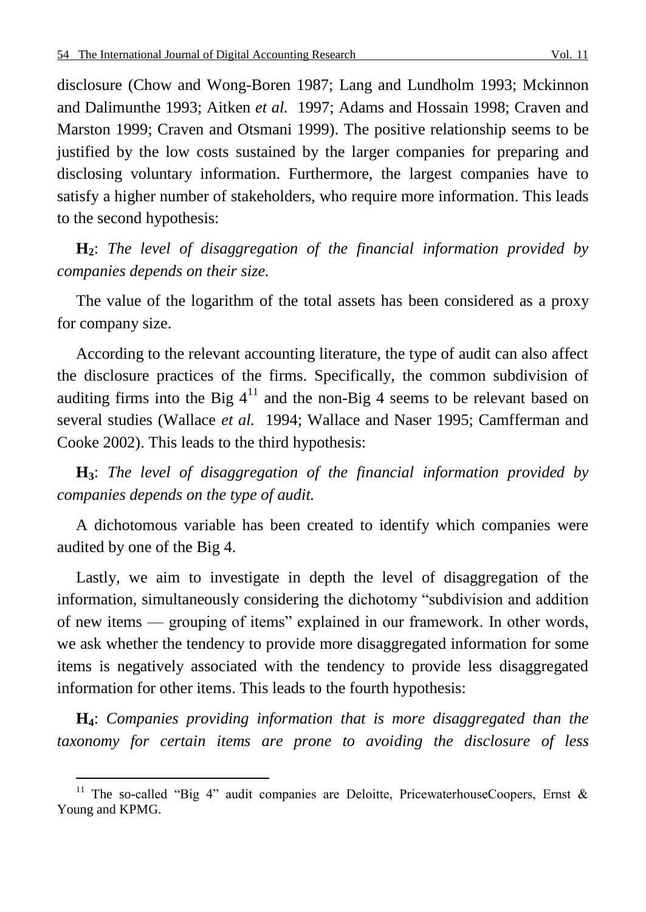disclosure (Chow and Wong-Boren 1987; Lang and Lundholm 1993; Mckinnon and Dalimunthe 1993; Aitken *et al.* 1997; Adams and Hossain 1998; Craven and Marston 1999; Craven and Otsmani 1999). The positive relationship seems to be justified by the low costs sustained by the larger companies for preparing and disclosing voluntary information. Furthermore, the largest companies have to satisfy a higher number of stakeholders, who require more information. This leads to the second hypothesis:

**$H_2$**: *The level of disaggregation of the financial information provided by companies depends on their size.*

The value of the logarithm of the total assets has been considered as a proxy for company size.

According to the relevant accounting literature, the type of audit can also affect the disclosure practices of the firms. Specifically, the common subdivision of auditing firms into the Big 4[11] and the non-Big 4 seems to be relevant based on several studies (Wallace *et al.* 1994; Wallace and Naser 1995; Camfferman and Cooke 2002). This leads to the third hypothesis:

**$H_3$**: *The level of disaggregation of the financial information provided by companies depends on the type of audit.*

A dichotomous variable has been created to identify which companies were audited by one of the Big 4.

Lastly, we aim to investigate in depth the level of disaggregation of the information, simultaneously considering the dichotomy "subdivision and addition of new items — grouping of items" explained in our framework. In other words, we ask whether the tendency to provide more disaggregated information for some items is negatively associated with the tendency to provide less disaggregated information for other items. This leads to the fourth hypothesis:

**$H_4$**: *Companies providing information that is more disaggregated than the taxonomy for certain items are prone to avoiding the disclosure of less*

---

[11] The so-called "Big 4" audit companies are Deloitte, PricewaterhouseCoopers, Ernst & Young and KPMG.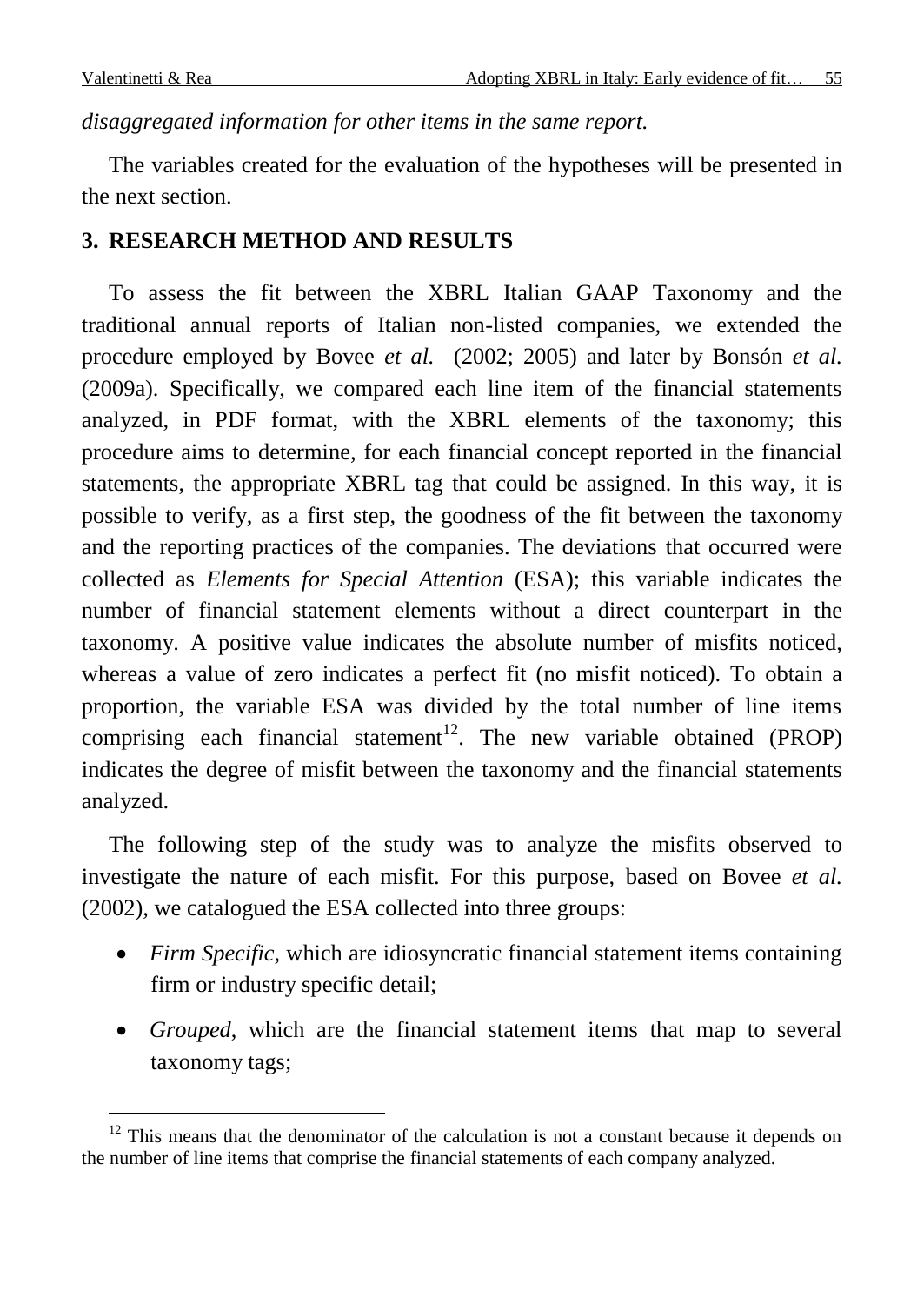*disaggregated information for other items in the same report.*

The variables created for the evaluation of the hypotheses will be presented in the next section.

## 3. RESEARCH METHOD AND RESULTS

To assess the fit between the XBRL Italian GAAP Taxonomy and the traditional annual reports of Italian non-listed companies, we extended the procedure employed by Bovee *et al.* (2002; 2005) and later by Bonsón *et al.* (2009a). Specifically, we compared each line item of the financial statements analyzed, in PDF format, with the XBRL elements of the taxonomy; this procedure aims to determine, for each financial concept reported in the financial statements, the appropriate XBRL tag that could be assigned. In this way, it is possible to verify, as a first step, the goodness of the fit between the taxonomy and the reporting practices of the companies. The deviations that occurred were collected as *Elements for Special Attention* (ESA); this variable indicates the number of financial statement elements without a direct counterpart in the taxonomy. A positive value indicates the absolute number of misfits noticed, whereas a value of zero indicates a perfect fit (no misfit noticed). To obtain a proportion, the variable ESA was divided by the total number of line items comprising each financial statement[12]. The new variable obtained (PROP) indicates the degree of misfit between the taxonomy and the financial statements analyzed.

The following step of the study was to analyze the misfits observed to investigate the nature of each misfit. For this purpose, based on Bovee *et al.* (2002), we catalogued the ESA collected into three groups:

- *Firm Specific*, which are idiosyncratic financial statement items containing firm or industry specific detail;
- *Grouped*, which are the financial statement items that map to several taxonomy tags;

[12] This means that the denominator of the calculation is not a constant because it depends on the number of line items that comprise the financial statements of each company analyzed.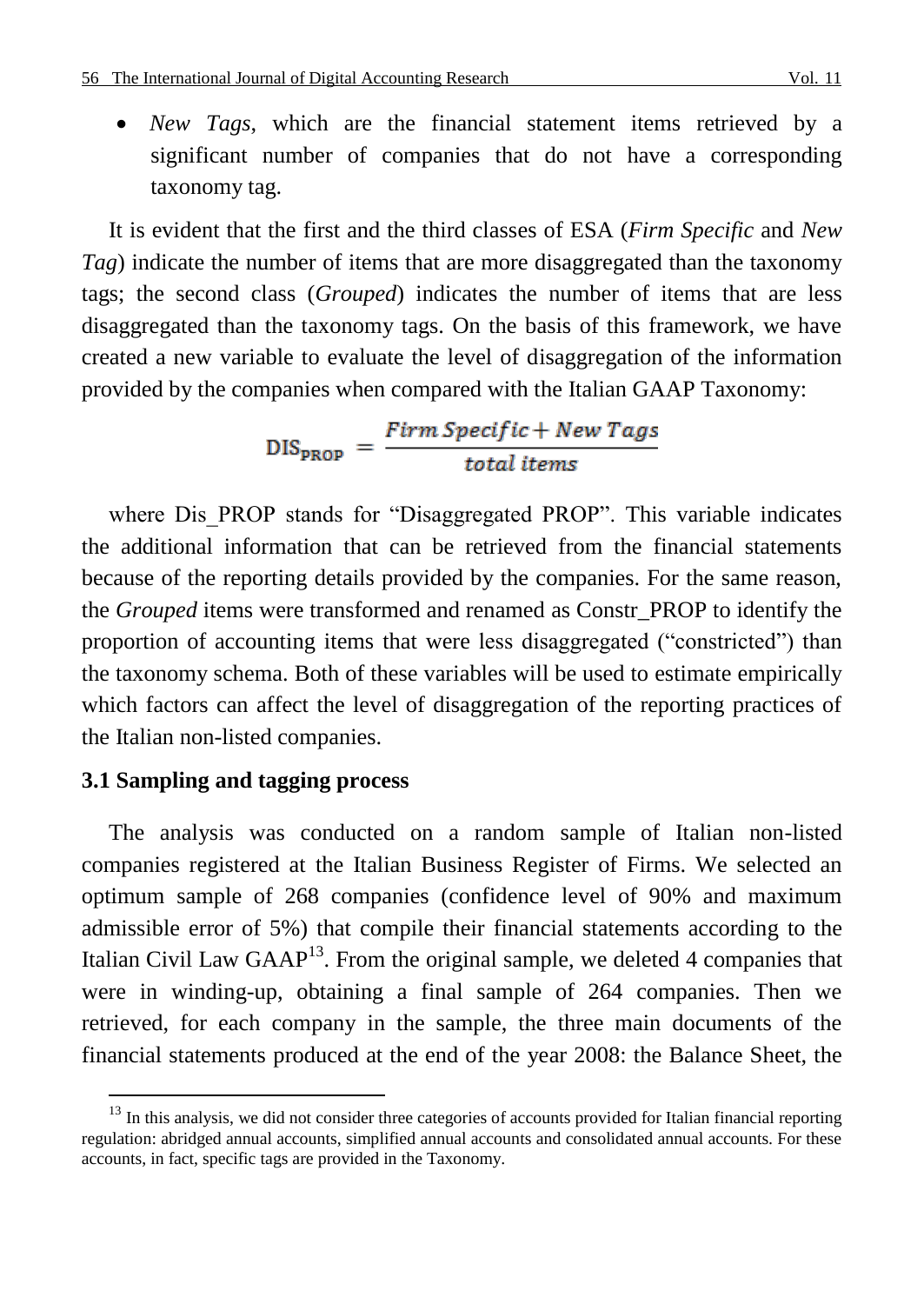- *New Tags*, which are the financial statement items retrieved by a significant number of companies that do not have a corresponding taxonomy tag.

It is evident that the first and the third classes of ESA (*Firm Specific* and *New Tag*) indicate the number of items that are more disaggregated than the taxonomy tags; the second class (*Grouped*) indicates the number of items that are less disaggregated than the taxonomy tags. On the basis of this framework, we have created a new variable to evaluate the level of disaggregation of the information provided by the companies when compared with the Italian GAAP Taxonomy:

$$\mathrm{DIS_{PROP}} = \frac{\textit{Firm Specific} + \textit{New Tags}}{\textit{total items}}$$

where Dis_PROP stands for "Disaggregated PROP". This variable indicates the additional information that can be retrieved from the financial statements because of the reporting details provided by the companies. For the same reason, the *Grouped* items were transformed and renamed as Constr_PROP to identify the proportion of accounting items that were less disaggregated ("constricted") than the taxonomy schema. Both of these variables will be used to estimate empirically which factors can affect the level of disaggregation of the reporting practices of the Italian non-listed companies.

### 3.1 Sampling and tagging process

The analysis was conducted on a random sample of Italian non-listed companies registered at the Italian Business Register of Firms. We selected an optimum sample of 268 companies (confidence level of 90% and maximum admissible error of 5%) that compile their financial statements according to the Italian Civil Law GAAP[13]. From the original sample, we deleted 4 companies that were in winding-up, obtaining a final sample of 264 companies. Then we retrieved, for each company in the sample, the three main documents of the financial statements produced at the end of the year 2008: the Balance Sheet, the

[13] In this analysis, we did not consider three categories of accounts provided for Italian financial reporting regulation: abridged annual accounts, simplified annual accounts and consolidated annual accounts. For these accounts, in fact, specific tags are provided in the Taxonomy.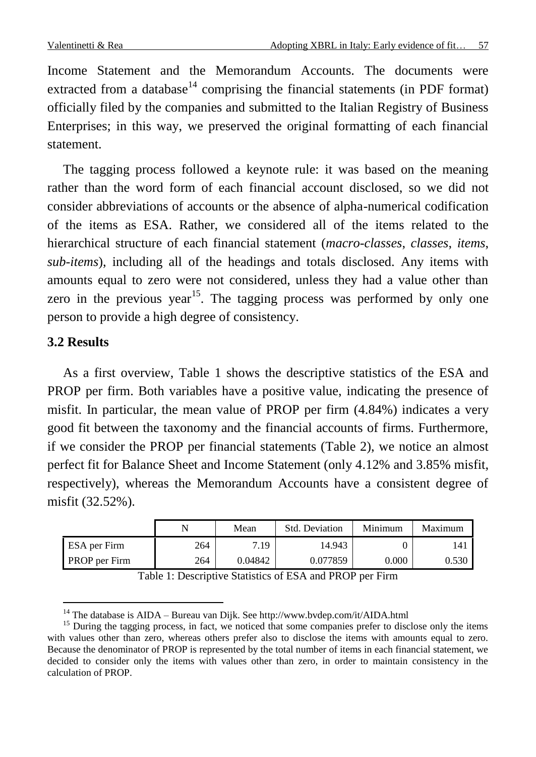Income Statement and the Memorandum Accounts. The documents were extracted from a database[14] comprising the financial statements (in PDF format) officially filed by the companies and submitted to the Italian Registry of Business Enterprises; in this way, we preserved the original formatting of each financial statement.

The tagging process followed a keynote rule: it was based on the meaning rather than the word form of each financial account disclosed, so we did not consider abbreviations of accounts or the absence of alpha-numerical codification of the items as ESA. Rather, we considered all of the items related to the hierarchical structure of each financial statement (*macro-classes*, *classes*, *items*, *sub-items*), including all of the headings and totals disclosed. Any items with amounts equal to zero were not considered, unless they had a value other than zero in the previous year[15]. The tagging process was performed by only one person to provide a high degree of consistency.

### 3.2 Results

As a first overview, Table 1 shows the descriptive statistics of the ESA and PROP per firm. Both variables have a positive value, indicating the presence of misfit. In particular, the mean value of PROP per firm (4.84%) indicates a very good fit between the taxonomy and the financial accounts of firms. Furthermore, if we consider the PROP per financial statements (Table 2), we notice an almost perfect fit for Balance Sheet and Income Statement (only 4.12% and 3.85% misfit, respectively), whereas the Memorandum Accounts have a consistent degree of misfit (32.52%).

| | N | Mean | Std. Deviation | Minimum | Maximum |
|---|---|---|---|---|---|
| ESA per Firm | 264 | 7.19 | 14.943 | 0 | 141 |
| PROP per Firm | 264 | 0.04842 | 0.077859 | 0.000 | 0.530 |

Table 1: Descriptive Statistics of ESA and PROP per Firm

[14] The database is AIDA – Bureau van Dijk. See http://www.bvdep.com/it/AIDA.html

[15] During the tagging process, in fact, we noticed that some companies prefer to disclose only the items with values other than zero, whereas others prefer also to disclose the items with amounts equal to zero. Because the denominator of PROP is represented by the total number of items in each financial statement, we decided to consider only the items with values other than zero, in order to maintain consistency in the calculation of PROP.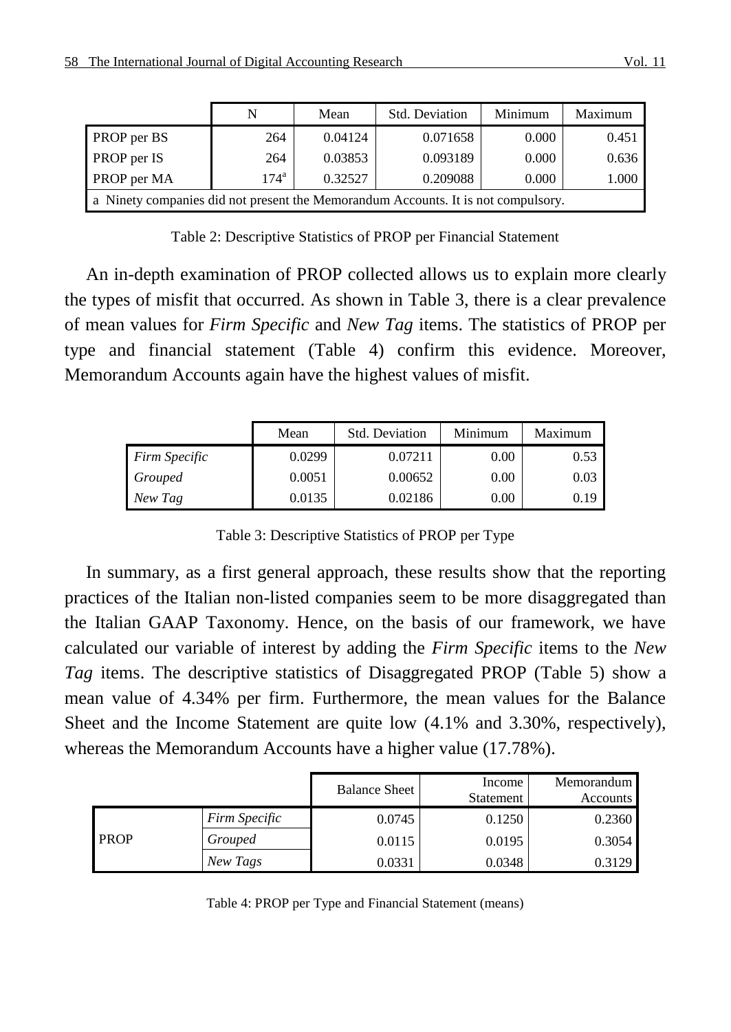|  | N | Mean | Std. Deviation | Minimum | Maximum |
|---|---|---|---|---|---|
| PROP per BS | 264 | 0.04124 | 0.071658 | 0.000 | 0.451 |
| PROP per IS | 264 | 0.03853 | 0.093189 | 0.000 | 0.636 |
| PROP per MA | 174[a] | 0.32527 | 0.209088 | 0.000 | 1.000 |
| a Ninety companies did not present the Memorandum Accounts. It is not compulsory. | | | | | |

Table 2: Descriptive Statistics of PROP per Financial Statement

An in-depth examination of PROP collected allows us to explain more clearly the types of misfit that occurred. As shown in Table 3, there is a clear prevalence of mean values for *Firm Specific* and *New Tag* items. The statistics of PROP per type and financial statement (Table 4) confirm this evidence. Moreover, Memorandum Accounts again have the highest values of misfit.

|  | Mean | Std. Deviation | Minimum | Maximum |
|---|---|---|---|---|
| *Firm Specific* | 0.0299 | 0.07211 | 0.00 | 0.53 |
| *Grouped* | 0.0051 | 0.00652 | 0.00 | 0.03 |
| *New Tag* | 0.0135 | 0.02186 | 0.00 | 0.19 |

Table 3: Descriptive Statistics of PROP per Type

In summary, as a first general approach, these results show that the reporting practices of the Italian non-listed companies seem to be more disaggregated than the Italian GAAP Taxonomy. Hence, on the basis of our framework, we have calculated our variable of interest by adding the *Firm Specific* items to the *New Tag* items. The descriptive statistics of Disaggregated PROP (Table 5) show a mean value of 4.34% per firm. Furthermore, the mean values for the Balance Sheet and the Income Statement are quite low (4.1% and 3.30%, respectively), whereas the Memorandum Accounts have a higher value (17.78%).

|  |  | Balance Sheet | Income Statement | Memorandum Accounts |
|---|---|---|---|---|
| PROP | *Firm Specific* | 0.0745 | 0.1250 | 0.2360 |
|  | *Grouped* | 0.0115 | 0.0195 | 0.3054 |
|  | *New Tags* | 0.0331 | 0.0348 | 0.3129 |

Table 4: PROP per Type and Financial Statement (means)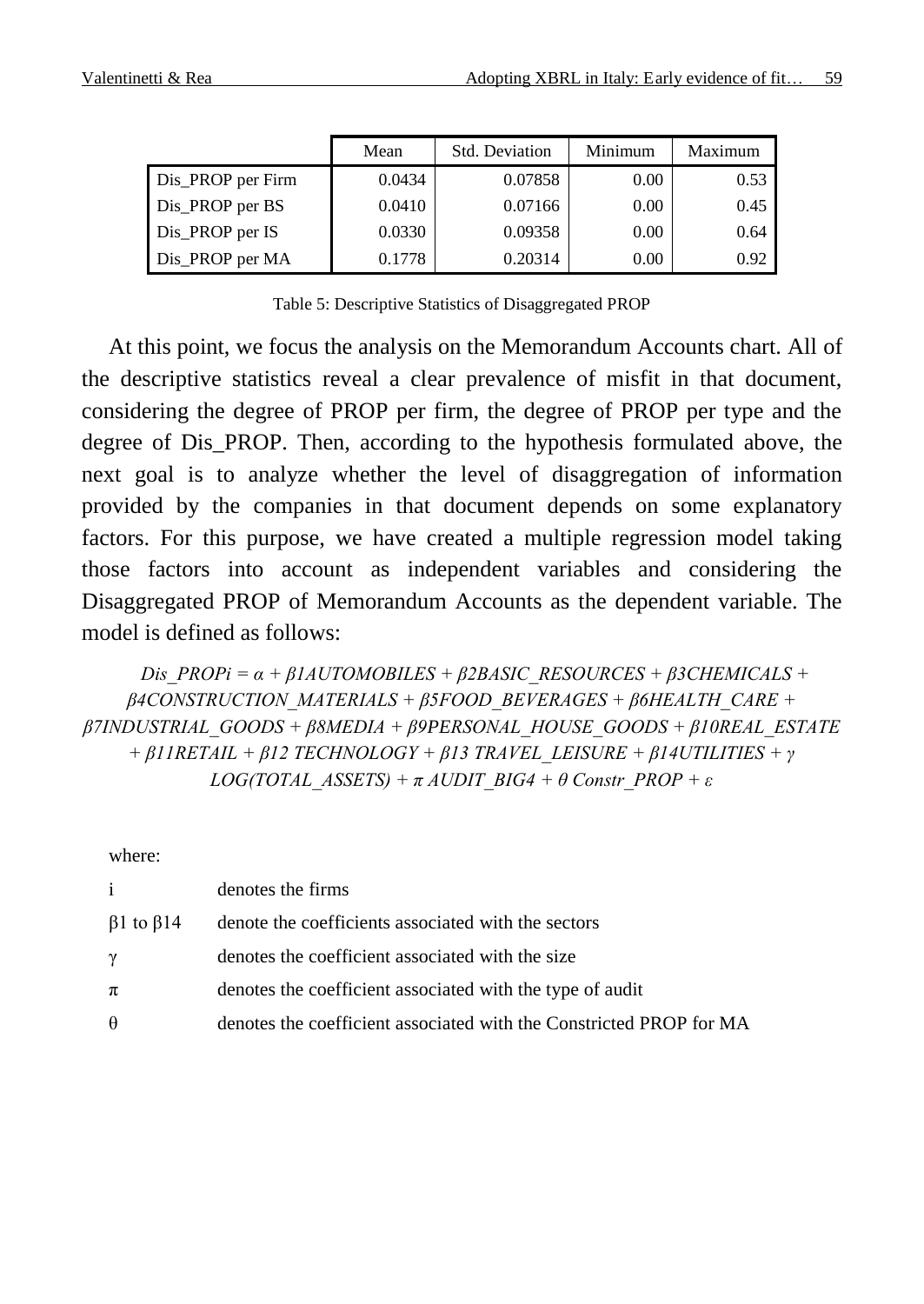| | Mean | Std. Deviation | Minimum | Maximum |
|---|---|---|---|---|
| Dis_PROP per Firm | 0.0434 | 0.07858 | 0.00 | 0.53 |
| Dis_PROP per BS | 0.0410 | 0.07166 | 0.00 | 0.45 |
| Dis_PROP per IS | 0.0330 | 0.09358 | 0.00 | 0.64 |
| Dis_PROP per MA | 0.1778 | 0.20314 | 0.00 | 0.92 |

Table 5: Descriptive Statistics of Disaggregated PROP

At this point, we focus the analysis on the Memorandum Accounts chart. All of the descriptive statistics reveal a clear prevalence of misfit in that document, considering the degree of PROP per firm, the degree of PROP per type and the degree of Dis_PROP. Then, according to the hypothesis formulated above, the next goal is to analyze whether the level of disaggregation of information provided by the companies in that document depends on some explanatory factors. For this purpose, we have created a multiple regression model taking those factors into account as independent variables and considering the Disaggregated PROP of Memorandum Accounts as the dependent variable. The model is defined as follows:

$$Dis\_PROP_i = \alpha + \beta_1 AUTOMOBILES + \beta_2 BASIC\_RESOURCES + \beta_3 CHEMICALS + \beta_4 CONSTRUCTION\_MATERIALS + \beta_5 FOOD\_BEVERAGES + \beta_6 HEALTH\_CARE + \beta_7 INDUSTRIAL\_GOODS + \beta_8 MEDIA + \beta_9 PERSONAL\_HOUSE\_GOODS + \beta_{10} REAL\_ESTATE + \beta_{11} RETAIL + \beta_{12} TECHNOLOGY + \beta_{13} TRAVEL\_LEISURE + \beta_{14} UTILITIES + \gamma LOG(TOTAL\_ASSETS) + \pi AUDIT\_BIG4 + \theta Constr\_PROP + \varepsilon$$

where:

| | |
|---|---|
| $i$ | denotes the firms |
| $\beta_1$ to $\beta_{14}$ | denote the coefficients associated with the sectors |
| $\gamma$ | denotes the coefficient associated with the size |
| $\pi$ | denotes the coefficient associated with the type of audit |
| $\theta$ | denotes the coefficient associated with the Constricted PROP for MA |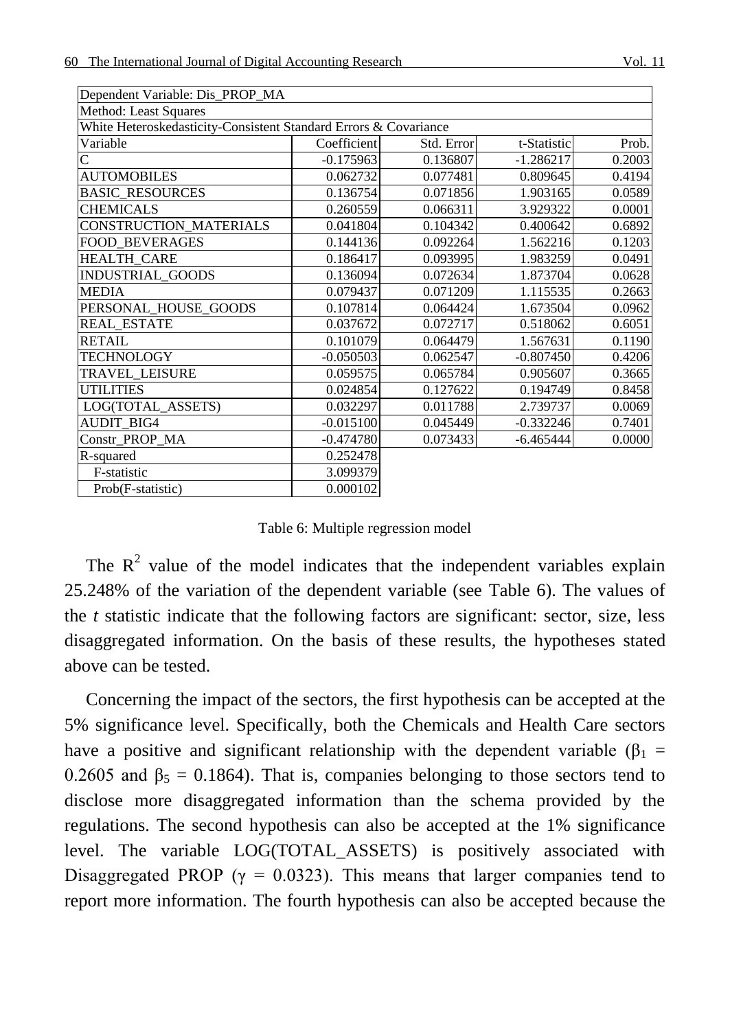| Dependent Variable: Dis_PROP_MA | | | | |
|---|---|---|---|---|
| Method: Least Squares | | | | |
| White Heteroskedasticity-Consistent Standard Errors & Covariance | | | | |
| Variable | Coefficient | Std. Error | t-Statistic | Prob. |
| C | -0.175963 | 0.136807 | -1.286217 | 0.2003 |
| AUTOMOBILES | 0.062732 | 0.077481 | 0.809645 | 0.4194 |
| BASIC_RESOURCES | 0.136754 | 0.071856 | 1.903165 | 0.0589 |
| CHEMICALS | 0.260559 | 0.066311 | 3.929322 | 0.0001 |
| CONSTRUCTION_MATERIALS | 0.041804 | 0.104342 | 0.400642 | 0.6892 |
| FOOD_BEVERAGES | 0.144136 | 0.092264 | 1.562216 | 0.1203 |
| HEALTH_CARE | 0.186417 | 0.093995 | 1.983259 | 0.0491 |
| INDUSTRIAL_GOODS | 0.136094 | 0.072634 | 1.873704 | 0.0628 |
| MEDIA | 0.079437 | 0.071209 | 1.115535 | 0.2663 |
| PERSONAL_HOUSE_GOODS | 0.107814 | 0.064424 | 1.673504 | 0.0962 |
| REAL_ESTATE | 0.037672 | 0.072717 | 0.518062 | 0.6051 |
| RETAIL | 0.101079 | 0.064479 | 1.567631 | 0.1190 |
| TECHNOLOGY | -0.050503 | 0.062547 | -0.807450 | 0.4206 |
| TRAVEL_LEISURE | 0.059575 | 0.065784 | 0.905607 | 0.3665 |
| UTILITIES | 0.024854 | 0.127622 | 0.194749 | 0.8458 |
| LOG(TOTAL_ASSETS) | 0.032297 | 0.011788 | 2.739737 | 0.0069 |
| AUDIT_BIG4 | -0.015100 | 0.045449 | -0.332246 | 0.7401 |
| Constr_PROP_MA | -0.474780 | 0.073433 | -6.465444 | 0.0000 |
| R-squared | 0.252478 | | | |
| F-statistic | 3.099379 | | | |
| Prob(F-statistic) | 0.000102 | | | |

Table 6: Multiple regression model

The $R^2$ value of the model indicates that the independent variables explain 25.248% of the variation of the dependent variable (see Table 6). The values of the *t* statistic indicate that the following factors are significant: sector, size, less disaggregated information. On the basis of these results, the hypotheses stated above can be tested.

Concerning the impact of the sectors, the first hypothesis can be accepted at the 5% significance level. Specifically, both the Chemicals and Health Care sectors have a positive and significant relationship with the dependent variable ($\beta_1$ = 0.2605 and $\beta_5$ = 0.1864). That is, companies belonging to those sectors tend to disclose more disaggregated information than the schema provided by the regulations. The second hypothesis can also be accepted at the 1% significance level. The variable LOG(TOTAL_ASSETS) is positively associated with Disaggregated PROP ($\gamma$ = 0.0323). This means that larger companies tend to report more information. The fourth hypothesis can also be accepted because the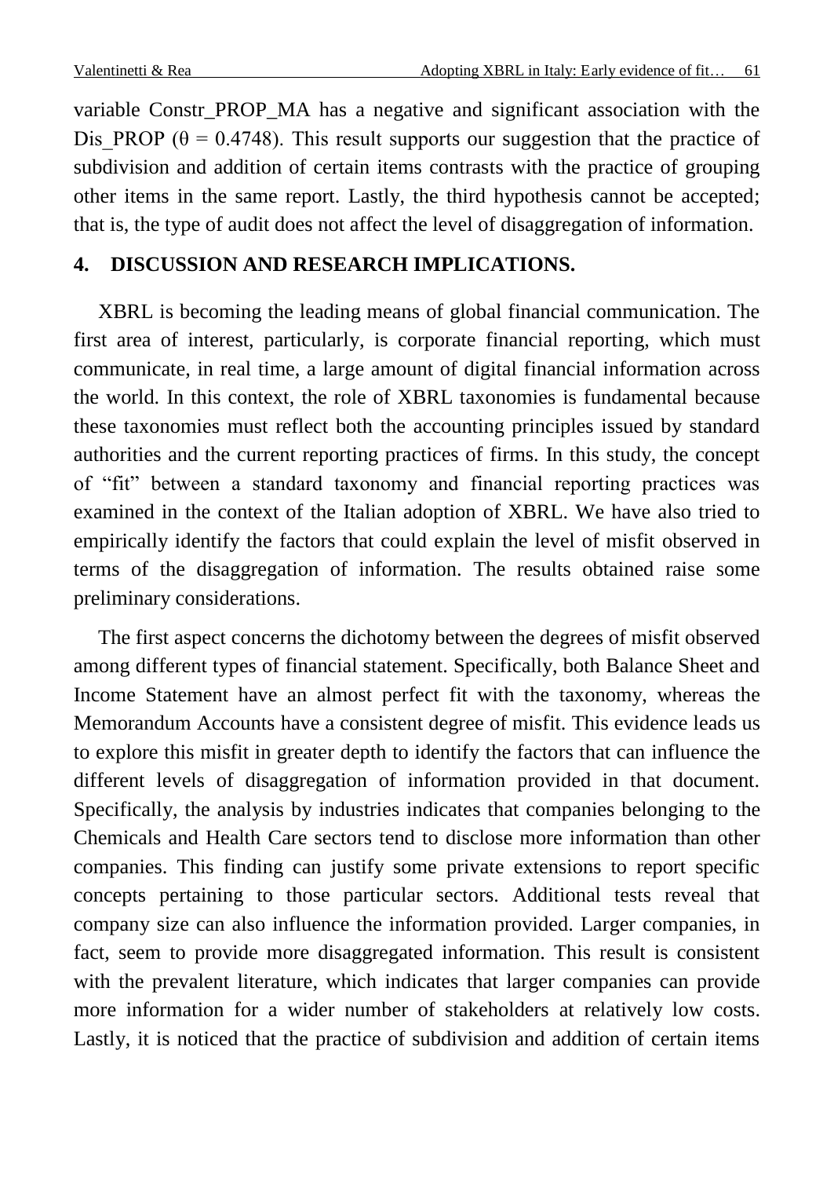variable Constr_PROP_MA has a negative and significant association with the Dis_PROP ($\theta = 0.4748$). This result supports our suggestion that the practice of subdivision and addition of certain items contrasts with the practice of grouping other items in the same report. Lastly, the third hypothesis cannot be accepted; that is, the type of audit does not affect the level of disaggregation of information.

## 4. DISCUSSION AND RESEARCH IMPLICATIONS.

XBRL is becoming the leading means of global financial communication. The first area of interest, particularly, is corporate financial reporting, which must communicate, in real time, a large amount of digital financial information across the world. In this context, the role of XBRL taxonomies is fundamental because these taxonomies must reflect both the accounting principles issued by standard authorities and the current reporting practices of firms. In this study, the concept of "fit" between a standard taxonomy and financial reporting practices was examined in the context of the Italian adoption of XBRL. We have also tried to empirically identify the factors that could explain the level of misfit observed in terms of the disaggregation of information. The results obtained raise some preliminary considerations.

The first aspect concerns the dichotomy between the degrees of misfit observed among different types of financial statement. Specifically, both Balance Sheet and Income Statement have an almost perfect fit with the taxonomy, whereas the Memorandum Accounts have a consistent degree of misfit. This evidence leads us to explore this misfit in greater depth to identify the factors that can influence the different levels of disaggregation of information provided in that document. Specifically, the analysis by industries indicates that companies belonging to the Chemicals and Health Care sectors tend to disclose more information than other companies. This finding can justify some private extensions to report specific concepts pertaining to those particular sectors. Additional tests reveal that company size can also influence the information provided. Larger companies, in fact, seem to provide more disaggregated information. This result is consistent with the prevalent literature, which indicates that larger companies can provide more information for a wider number of stakeholders at relatively low costs. Lastly, it is noticed that the practice of subdivision and addition of certain items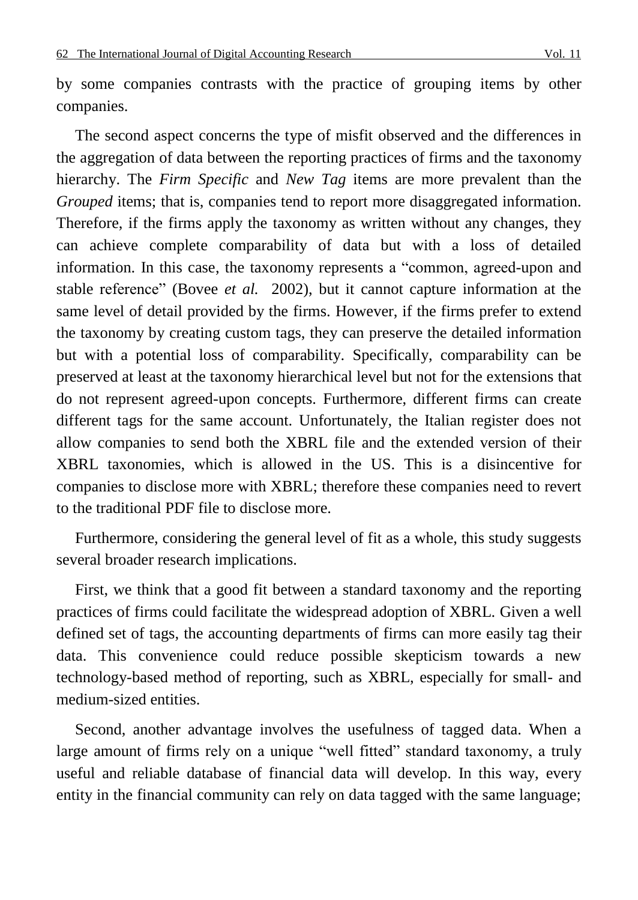by some companies contrasts with the practice of grouping items by other companies.

The second aspect concerns the type of misfit observed and the differences in the aggregation of data between the reporting practices of firms and the taxonomy hierarchy. The *Firm Specific* and *New Tag* items are more prevalent than the *Grouped* items; that is, companies tend to report more disaggregated information. Therefore, if the firms apply the taxonomy as written without any changes, they can achieve complete comparability of data but with a loss of detailed information. In this case, the taxonomy represents a "common, agreed-upon and stable reference" (Bovee *et al.* 2002), but it cannot capture information at the same level of detail provided by the firms. However, if the firms prefer to extend the taxonomy by creating custom tags, they can preserve the detailed information but with a potential loss of comparability. Specifically, comparability can be preserved at least at the taxonomy hierarchical level but not for the extensions that do not represent agreed-upon concepts. Furthermore, different firms can create different tags for the same account. Unfortunately, the Italian register does not allow companies to send both the XBRL file and the extended version of their XBRL taxonomies, which is allowed in the US. This is a disincentive for companies to disclose more with XBRL; therefore these companies need to revert to the traditional PDF file to disclose more.

Furthermore, considering the general level of fit as a whole, this study suggests several broader research implications.

First, we think that a good fit between a standard taxonomy and the reporting practices of firms could facilitate the widespread adoption of XBRL. Given a well defined set of tags, the accounting departments of firms can more easily tag their data. This convenience could reduce possible skepticism towards a new technology-based method of reporting, such as XBRL, especially for small- and medium-sized entities.

Second, another advantage involves the usefulness of tagged data. When a large amount of firms rely on a unique "well fitted" standard taxonomy, a truly useful and reliable database of financial data will develop. In this way, every entity in the financial community can rely on data tagged with the same language;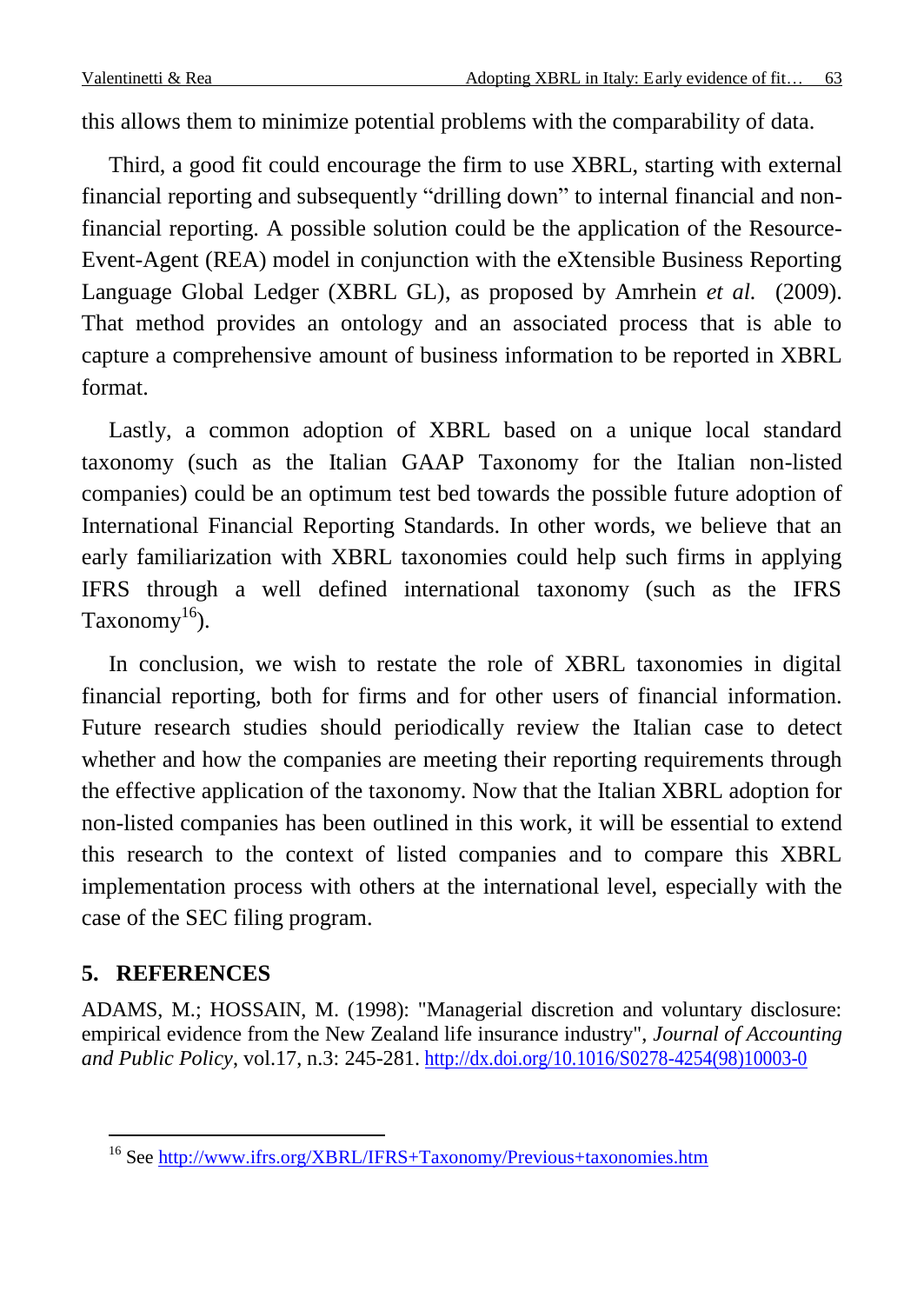this allows them to minimize potential problems with the comparability of data.

Third, a good fit could encourage the firm to use XBRL, starting with external financial reporting and subsequently "drilling down" to internal financial and non-financial reporting. A possible solution could be the application of the Resource-Event-Agent (REA) model in conjunction with the eXtensible Business Reporting Language Global Ledger (XBRL GL), as proposed by Amrhein *et al.* (2009). That method provides an ontology and an associated process that is able to capture a comprehensive amount of business information to be reported in XBRL format.

Lastly, a common adoption of XBRL based on a unique local standard taxonomy (such as the Italian GAAP Taxonomy for the Italian non-listed companies) could be an optimum test bed towards the possible future adoption of International Financial Reporting Standards. In other words, we believe that an early familiarization with XBRL taxonomies could help such firms in applying IFRS through a well defined international taxonomy (such as the IFRS Taxonomy[16]).

In conclusion, we wish to restate the role of XBRL taxonomies in digital financial reporting, both for firms and for other users of financial information. Future research studies should periodically review the Italian case to detect whether and how the companies are meeting their reporting requirements through the effective application of the taxonomy. Now that the Italian XBRL adoption for non-listed companies has been outlined in this work, it will be essential to extend this research to the context of listed companies and to compare this XBRL implementation process with others at the international level, especially with the case of the SEC filing program.

## 5. REFERENCES

ADAMS, M.; HOSSAIN, M. (1998): "Managerial discretion and voluntary disclosure: empirical evidence from the New Zealand life insurance industry", *Journal of Accounting and Public Policy*, vol.17, n.3: 245-281. http://dx.doi.org/10.1016/S0278-4254(98)10003-0

---

[16] See http://www.ifrs.org/XBRL/IFRS+Taxonomy/Previous+taxonomies.htm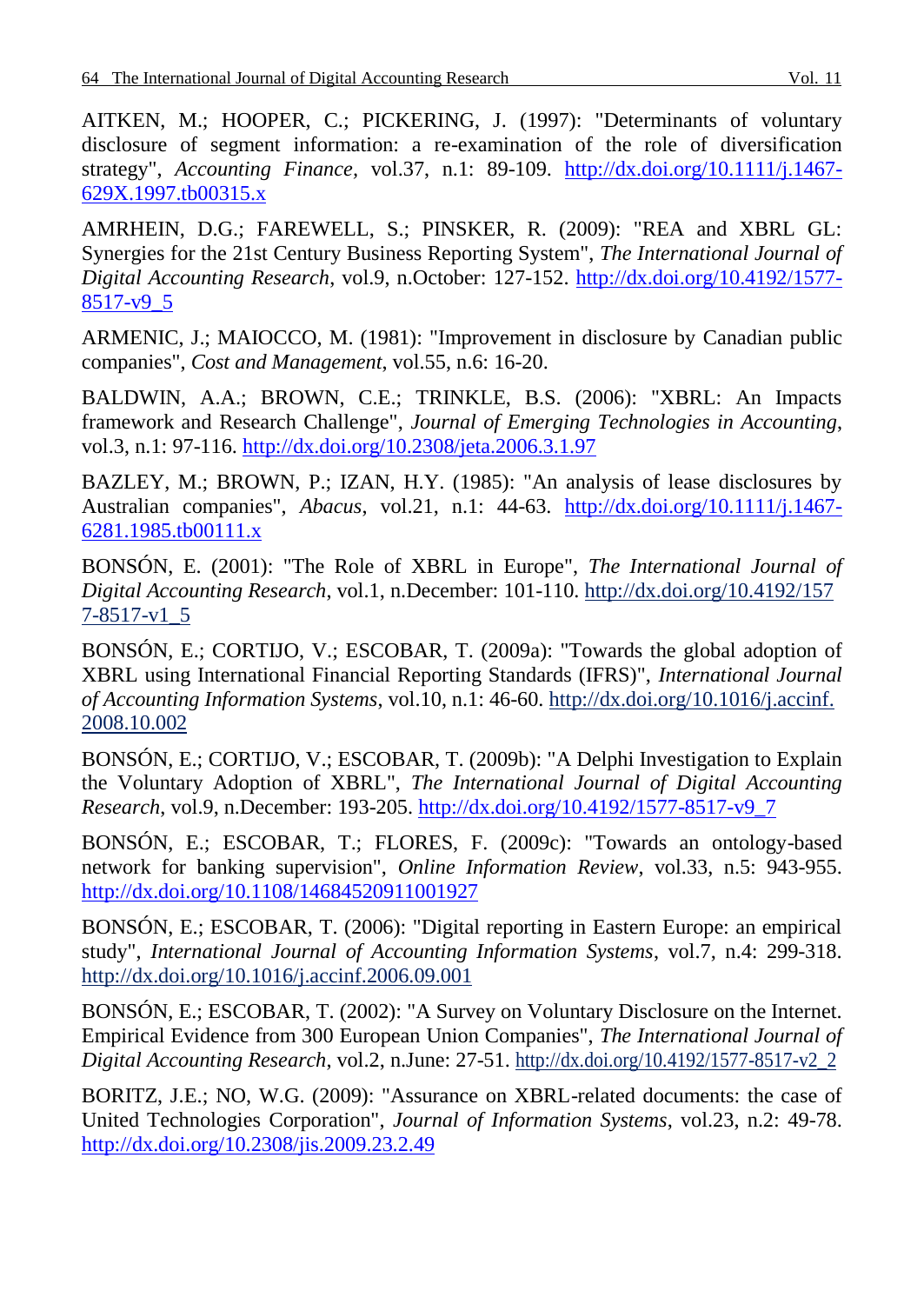AITKEN, M.; HOOPER, C.; PICKERING, J. (1997): "Determinants of voluntary disclosure of segment information: a re-examination of the role of diversification strategy", *Accounting Finance*, vol.37, n.1: 89-109. http://dx.doi.org/10.1111/j.1467-629X.1997.tb00315.x

AMRHEIN, D.G.; FAREWELL, S.; PINSKER, R. (2009): "REA and XBRL GL: Synergies for the 21st Century Business Reporting System", *The International Journal of Digital Accounting Research*, vol.9, n.October: 127-152. http://dx.doi.org/10.4192/1577-8517-v9_5

ARMENIC, J.; MAIOCCO, M. (1981): "Improvement in disclosure by Canadian public companies", *Cost and Management*, vol.55, n.6: 16-20.

BALDWIN, A.A.; BROWN, C.E.; TRINKLE, B.S. (2006): "XBRL: An Impacts framework and Research Challenge", *Journal of Emerging Technologies in Accounting*, vol.3, n.1: 97-116. http://dx.doi.org/10.2308/jeta.2006.3.1.97

BAZLEY, M.; BROWN, P.; IZAN, H.Y. (1985): "An analysis of lease disclosures by Australian companies", *Abacus*, vol.21, n.1: 44-63. http://dx.doi.org/10.1111/j.1467-6281.1985.tb00111.x

BONSÓN, E. (2001): "The Role of XBRL in Europe", *The International Journal of Digital Accounting Research*, vol.1, n.December: 101-110. http://dx.doi.org/10.4192/1577-8517-v1_5

BONSÓN, E.; CORTIJO, V.; ESCOBAR, T. (2009a): "Towards the global adoption of XBRL using International Financial Reporting Standards (IFRS)", *International Journal of Accounting Information Systems*, vol.10, n.1: 46-60. http://dx.doi.org/10.1016/j.accinf.2008.10.002

BONSÓN, E.; CORTIJO, V.; ESCOBAR, T. (2009b): "A Delphi Investigation to Explain the Voluntary Adoption of XBRL", *The International Journal of Digital Accounting Research*, vol.9, n.December: 193-205. http://dx.doi.org/10.4192/1577-8517-v9_7

BONSÓN, E.; ESCOBAR, T.; FLORES, F. (2009c): "Towards an ontology-based network for banking supervision", *Online Information Review*, vol.33, n.5: 943-955. http://dx.doi.org/10.1108/14684520911001927

BONSÓN, E.; ESCOBAR, T. (2006): "Digital reporting in Eastern Europe: an empirical study", *International Journal of Accounting Information Systems*, vol.7, n.4: 299-318. http://dx.doi.org/10.1016/j.accinf.2006.09.001

BONSÓN, E.; ESCOBAR, T. (2002): "A Survey on Voluntary Disclosure on the Internet. Empirical Evidence from 300 European Union Companies", *The International Journal of Digital Accounting Research*, vol.2, n.June: 27-51. http://dx.doi.org/10.4192/1577-8517-v2_2

BORITZ, J.E.; NO, W.G. (2009): "Assurance on XBRL-related documents: the case of United Technologies Corporation", *Journal of Information Systems*, vol.23, n.2: 49-78. http://dx.doi.org/10.2308/jis.2009.23.2.49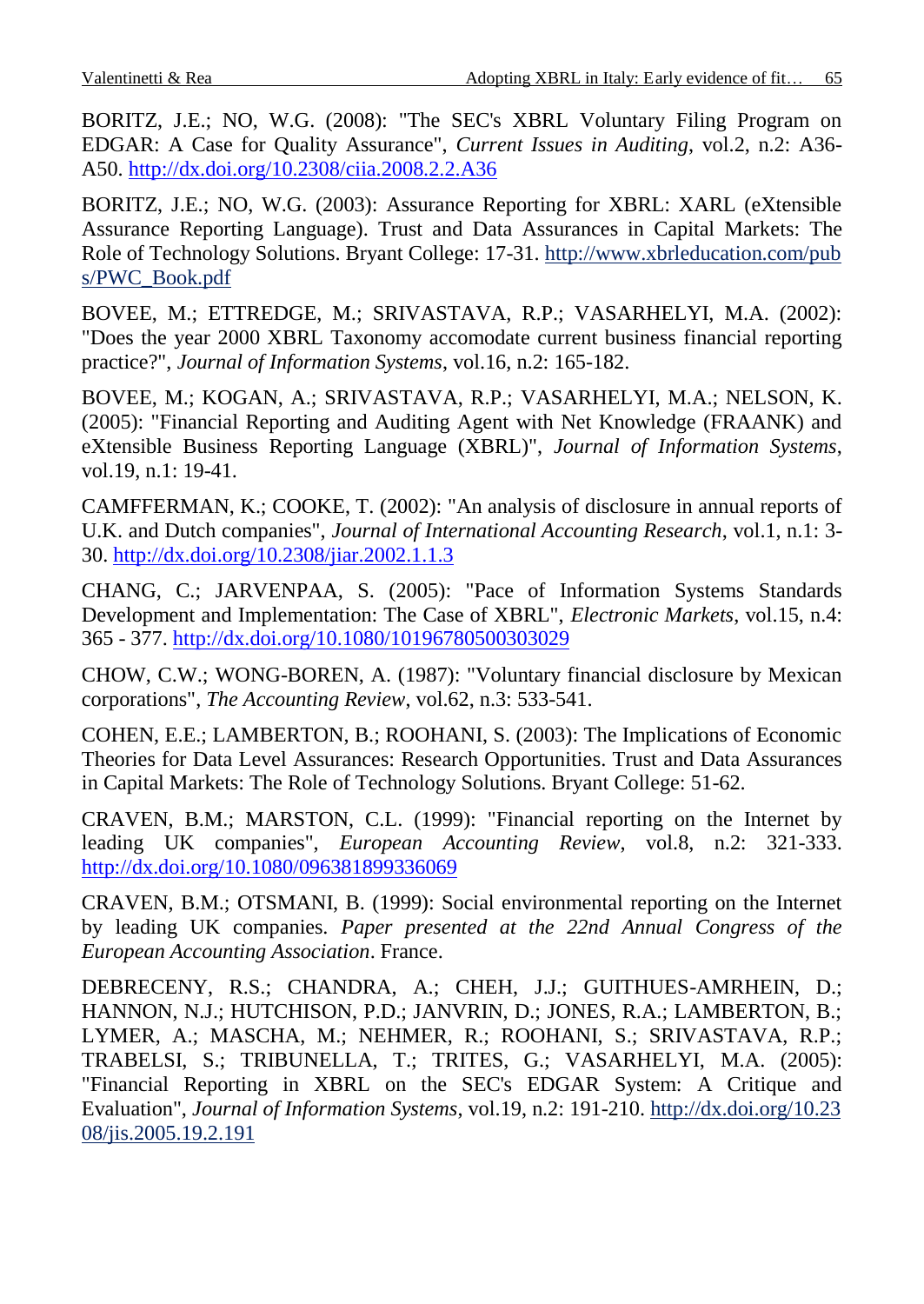BORITZ, J.E.; NO, W.G. (2008): "The SEC's XBRL Voluntary Filing Program on EDGAR: A Case for Quality Assurance", *Current Issues in Auditing*, vol.2, n.2: A36-A50. http://dx.doi.org/10.2308/ciia.2008.2.2.A36

BORITZ, J.E.; NO, W.G. (2003): Assurance Reporting for XBRL: XARL (eXtensible Assurance Reporting Language). Trust and Data Assurances in Capital Markets: The Role of Technology Solutions. Bryant College: 17-31. http://www.xbrleducation.com/pubs/PWC_Book.pdf

BOVEE, M.; ETTREDGE, M.; SRIVASTAVA, R.P.; VASARHELYI, M.A. (2002): "Does the year 2000 XBRL Taxonomy accomodate current business financial reporting practice?", *Journal of Information Systems*, vol.16, n.2: 165-182.

BOVEE, M.; KOGAN, A.; SRIVASTAVA, R.P.; VASARHELYI, M.A.; NELSON, K. (2005): "Financial Reporting and Auditing Agent with Net Knowledge (FRAANK) and eXtensible Business Reporting Language (XBRL)", *Journal of Information Systems*, vol.19, n.1: 19-41.

CAMFFERMAN, K.; COOKE, T. (2002): "An analysis of disclosure in annual reports of U.K. and Dutch companies", *Journal of International Accounting Research*, vol.1, n.1: 3-30. http://dx.doi.org/10.2308/jiar.2002.1.1.3

CHANG, C.; JARVENPAA, S. (2005): "Pace of Information Systems Standards Development and Implementation: The Case of XBRL", *Electronic Markets*, vol.15, n.4: 365 - 377. http://dx.doi.org/10.1080/10196780500303029

CHOW, C.W.; WONG-BOREN, A. (1987): "Voluntary financial disclosure by Mexican corporations", *The Accounting Review*, vol.62, n.3: 533-541.

COHEN, E.E.; LAMBERTON, B.; ROOHANI, S. (2003): The Implications of Economic Theories for Data Level Assurances: Research Opportunities. Trust and Data Assurances in Capital Markets: The Role of Technology Solutions. Bryant College: 51-62.

CRAVEN, B.M.; MARSTON, C.L. (1999): "Financial reporting on the Internet by leading UK companies", *European Accounting Review*, vol.8, n.2: 321-333. http://dx.doi.org/10.1080/096381899336069

CRAVEN, B.M.; OTSMANI, B. (1999): Social environmental reporting on the Internet by leading UK companies. *Paper presented at the 22nd Annual Congress of the European Accounting Association*. France.

DEBRECENY, R.S.; CHANDRA, A.; CHEH, J.J.; GUITHUES-AMRHEIN, D.; HANNON, N.J.; HUTCHISON, P.D.; JANVRIN, D.; JONES, R.A.; LAMBERTON, B.; LYMER, A.; MASCHA, M.; NEHMER, R.; ROOHANI, S.; SRIVASTAVA, R.P.; TRABELSI, S.; TRIBUNELLA, T.; TRITES, G.; VASARHELYI, M.A. (2005): "Financial Reporting in XBRL on the SEC's EDGAR System: A Critique and Evaluation", *Journal of Information Systems*, vol.19, n.2: 191-210. http://dx.doi.org/10.2308/jis.2005.19.2.191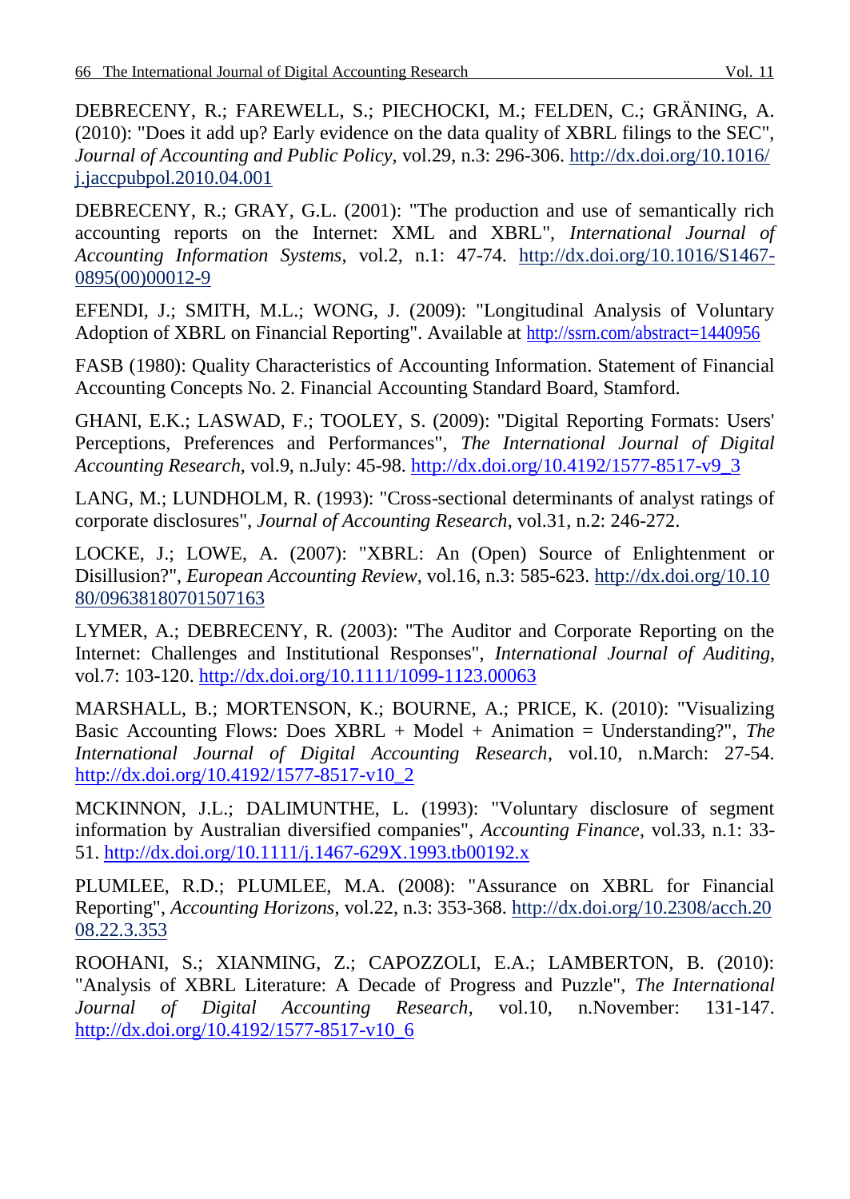DEBRECENY, R.; FAREWELL, S.; PIECHOCKI, M.; FELDEN, C.; GRÄNING, A. (2010): "Does it add up? Early evidence on the data quality of XBRL filings to the SEC", *Journal of Accounting and Public Policy*, vol.29, n.3: 296-306. http://dx.doi.org/10.1016/j.jaccpubpol.2010.04.001

DEBRECENY, R.; GRAY, G.L. (2001): "The production and use of semantically rich accounting reports on the Internet: XML and XBRL", *International Journal of Accounting Information Systems*, vol.2, n.1: 47-74. http://dx.doi.org/10.1016/S1467-0895(00)00012-9

EFENDI, J.; SMITH, M.L.; WONG, J. (2009): "Longitudinal Analysis of Voluntary Adoption of XBRL on Financial Reporting". Available at http://ssrn.com/abstract=1440956

FASB (1980): Quality Characteristics of Accounting Information. Statement of Financial Accounting Concepts No. 2. Financial Accounting Standard Board, Stamford.

GHANI, E.K.; LASWAD, F.; TOOLEY, S. (2009): "Digital Reporting Formats: Users' Perceptions, Preferences and Performances", *The International Journal of Digital Accounting Research*, vol.9, n.July: 45-98. http://dx.doi.org/10.4192/1577-8517-v9_3

LANG, M.; LUNDHOLM, R. (1993): "Cross-sectional determinants of analyst ratings of corporate disclosures", *Journal of Accounting Research*, vol.31, n.2: 246-272.

LOCKE, J.; LOWE, A. (2007): "XBRL: An (Open) Source of Enlightenment or Disillusion?", *European Accounting Review*, vol.16, n.3: 585-623. http://dx.doi.org/10.1080/09638180701507163

LYMER, A.; DEBRECENY, R. (2003): "The Auditor and Corporate Reporting on the Internet: Challenges and Institutional Responses", *International Journal of Auditing*, vol.7: 103-120. http://dx.doi.org/10.1111/1099-1123.00063

MARSHALL, B.; MORTENSON, K.; BOURNE, A.; PRICE, K. (2010): "Visualizing Basic Accounting Flows: Does XBRL + Model + Animation = Understanding?", *The International Journal of Digital Accounting Research*, vol.10, n.March: 27-54. http://dx.doi.org/10.4192/1577-8517-v10_2

MCKINNON, J.L.; DALIMUNTHE, L. (1993): "Voluntary disclosure of segment information by Australian diversified companies", *Accounting Finance*, vol.33, n.1: 33-51. http://dx.doi.org/10.1111/j.1467-629X.1993.tb00192.x

PLUMLEE, R.D.; PLUMLEE, M.A. (2008): "Assurance on XBRL for Financial Reporting", *Accounting Horizons*, vol.22, n.3: 353-368. http://dx.doi.org/10.2308/acch.2008.22.3.353

ROOHANI, S.; XIANMING, Z.; CAPOZZOLI, E.A.; LAMBERTON, B. (2010): "Analysis of XBRL Literature: A Decade of Progress and Puzzle", *The International Journal of Digital Accounting Research*, vol.10, n.November: 131-147. http://dx.doi.org/10.4192/1577-8517-v10_6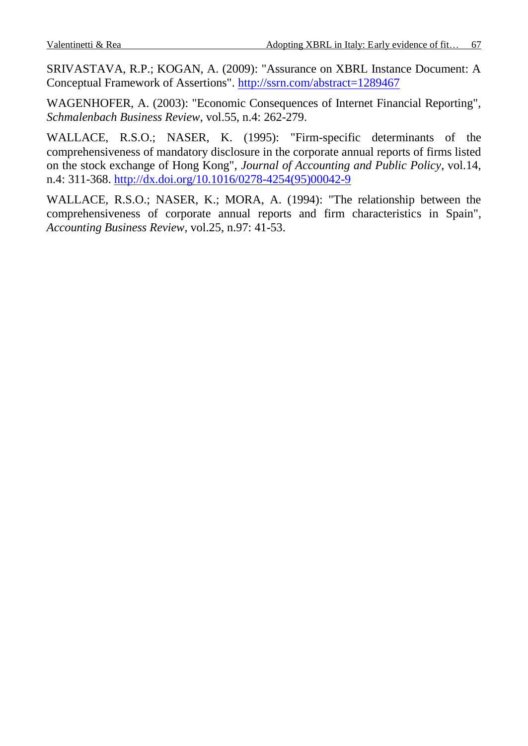SRIVASTAVA, R.P.; KOGAN, A. (2009): "Assurance on XBRL Instance Document: A Conceptual Framework of Assertions". http://ssrn.com/abstract=1289467

WAGENHOFER, A. (2003): "Economic Consequences of Internet Financial Reporting", *Schmalenbach Business Review*, vol.55, n.4: 262-279.

WALLACE, R.S.O.; NASER, K. (1995): "Firm-specific determinants of the comprehensiveness of mandatory disclosure in the corporate annual reports of firms listed on the stock exchange of Hong Kong", *Journal of Accounting and Public Policy*, vol.14, n.4: 311-368. http://dx.doi.org/10.1016/0278-4254(95)00042-9

WALLACE, R.S.O.; NASER, K.; MORA, A. (1994): "The relationship between the comprehensiveness of corporate annual reports and firm characteristics in Spain", *Accounting Business Review*, vol.25, n.97: 41-53.